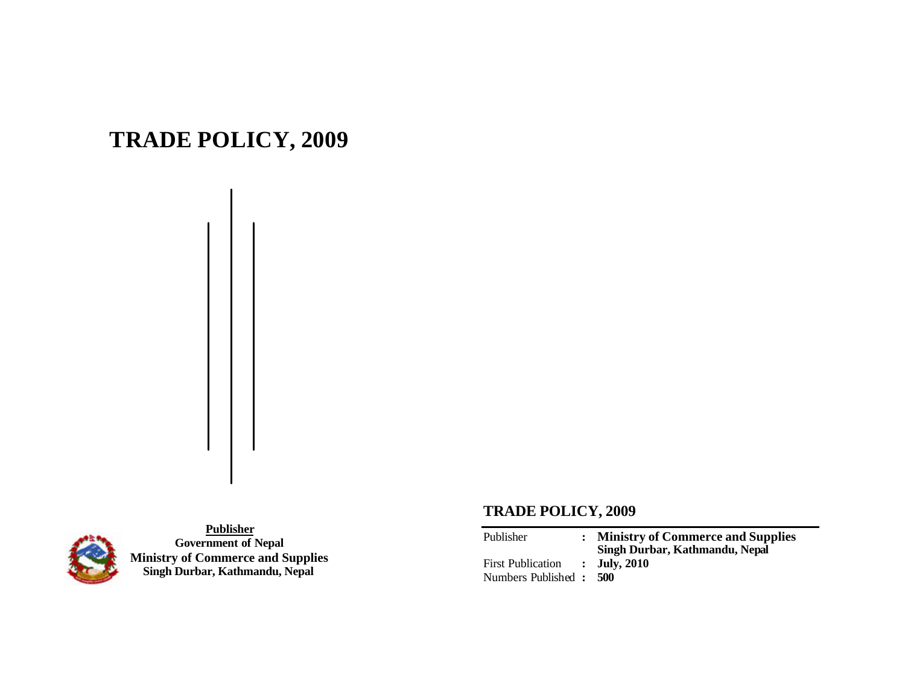# TRADE POLICY, 2009

**Publisher**

**Government of Nepal**

**Ministry of Commerce and Supplies**

**Singh Durbar, Kathmandu, Nepal**

## TRADE POLICY, 2009

| | | |
|---|---|---|
| Publisher | : | **Ministry of Commerce and Supplies** **Singh Durbar, Kathmandu, Nepal** |
| First Publication | : | **July, 2010** |
| Numbers Published | : | **500** |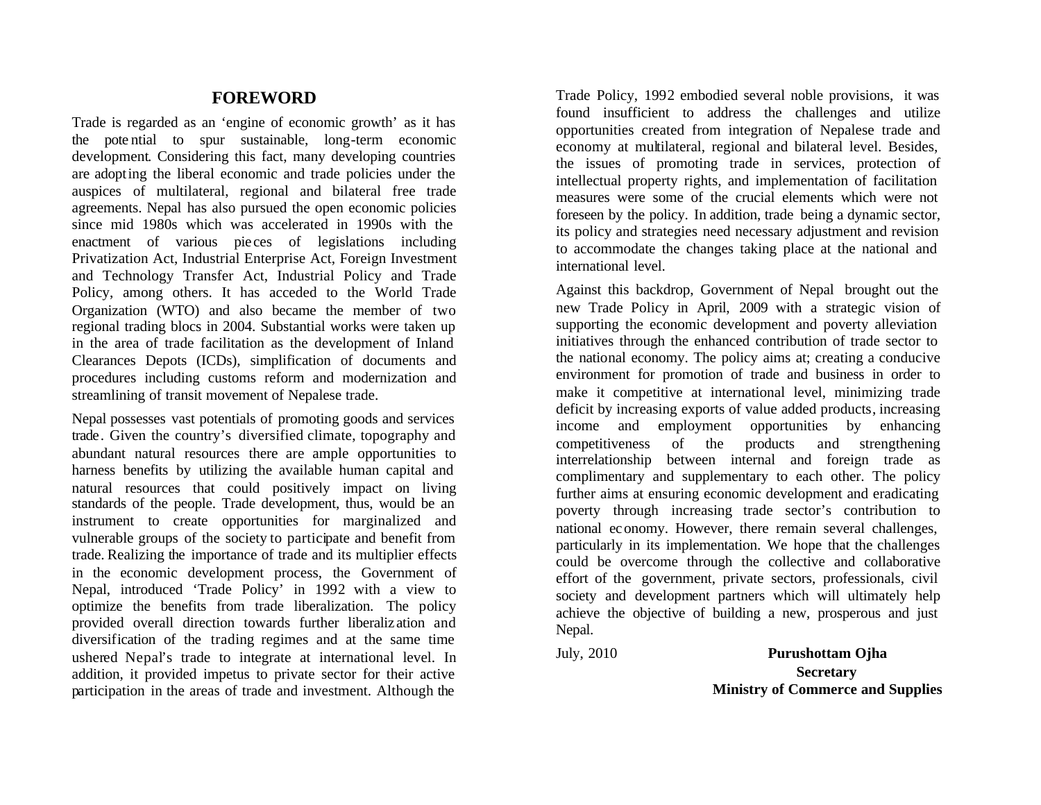# FOREWORD

Trade is regarded as an 'engine of economic growth' as it has the potential to spur sustainable, long-term economic development. Considering this fact, many developing countries are adopting the liberal economic and trade policies under the auspices of multilateral, regional and bilateral free trade agreements. Nepal has also pursued the open economic policies since mid 1980s which was accelerated in 1990s with the enactment of various pieces of legislations including Privatization Act, Industrial Enterprise Act, Foreign Investment and Technology Transfer Act, Industrial Policy and Trade Policy, among others. It has acceded to the World Trade Organization (WTO) and also became the member of two regional trading blocs in 2004. Substantial works were taken up in the area of trade facilitation as the development of Inland Clearances Depots (ICDs), simplification of documents and procedures including customs reform and modernization and streamlining of transit movement of Nepalese trade.

Nepal possesses vast potentials of promoting goods and services trade. Given the country's diversified climate, topography and abundant natural resources there are ample opportunities to harness benefits by utilizing the available human capital and natural resources that could positively impact on living standards of the people. Trade development, thus, would be an instrument to create opportunities for marginalized and vulnerable groups of the society to participate and benefit from trade. Realizing the importance of trade and its multiplier effects in the economic development process, the Government of Nepal, introduced 'Trade Policy' in 1992 with a view to optimize the benefits from trade liberalization. The policy provided overall direction towards further liberalization and diversification of the trading regimes and at the same time ushered Nepal's trade to integrate at international level. In addition, it provided impetus to private sector for their active participation in the areas of trade and investment. Although the Trade Policy, 1992 embodied several noble provisions, it was found insufficient to address the challenges and utilize opportunities created from integration of Nepalese trade and economy at multilateral, regional and bilateral level. Besides, the issues of promoting trade in services, protection of intellectual property rights, and implementation of facilitation measures were some of the crucial elements which were not foreseen by the policy. In addition, trade being a dynamic sector, its policy and strategies need necessary adjustment and revision to accommodate the changes taking place at the national and international level.

Against this backdrop, Government of Nepal brought out the new Trade Policy in April, 2009 with a strategic vision of supporting the economic development and poverty alleviation initiatives through the enhanced contribution of trade sector to the national economy. The policy aims at; creating a conducive environment for promotion of trade and business in order to make it competitive at international level, minimizing trade deficit by increasing exports of value added products, increasing income and employment opportunities by enhancing competitiveness of the products and strengthening interrelationship between internal and foreign trade as complimentary and supplementary to each other. The policy further aims at ensuring economic development and eradicating poverty through increasing trade sector's contribution to national economy. However, there remain several challenges, particularly in its implementation. We hope that the challenges could be overcome through the collective and collaborative effort of the government, private sectors, professionals, civil society and development partners which will ultimately help achieve the objective of building a new, prosperous and just Nepal.

July, 2010

**Purushottam Ojha**
**Secretary**
**Ministry of Commerce and Supplies**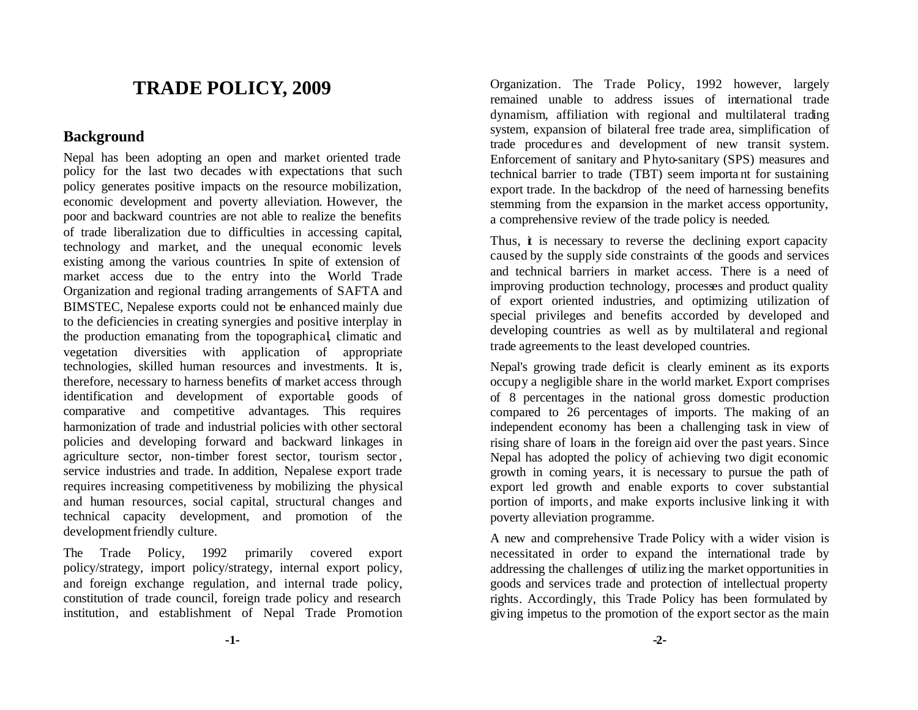# TRADE POLICY, 2009

## Background

Nepal has been adopting an open and market oriented trade policy for the last two decades with expectations that such policy generates positive impacts on the resource mobilization, economic development and poverty alleviation. However, the poor and backward countries are not able to realize the benefits of trade liberalization due to difficulties in accessing capital, technology and market, and the unequal economic levels existing among the various countries. In spite of extension of market access due to the entry into the World Trade Organization and regional trading arrangements of SAFTA and BIMSTEC, Nepalese exports could not be enhanced mainly due to the deficiencies in creating synergies and positive interplay in the production emanating from the topographical, climatic and vegetation diversities with application of appropriate technologies, skilled human resources and investments. It is, therefore, necessary to harness benefits of market access through identification and development of exportable goods of comparative and competitive advantages. This requires harmonization of trade and industrial policies with other sectoral policies and developing forward and backward linkages in agriculture sector, non-timber forest sector, tourism sector, service industries and trade. In addition, Nepalese export trade requires increasing competitiveness by mobilizing the physical and human resources, social capital, structural changes and technical capacity development, and promotion of the development friendly culture.

The Trade Policy, 1992 primarily covered export policy/strategy, import policy/strategy, internal export policy, and foreign exchange regulation, and internal trade policy, constitution of trade council, foreign trade policy and research institution, and establishment of Nepal Trade Promotion Organization. The Trade Policy, 1992 however, largely remained unable to address issues of international trade dynamism, affiliation with regional and multilateral trading system, expansion of bilateral free trade area, simplification of trade procedures and development of new transit system. Enforcement of sanitary and Phyto-sanitary (SPS) measures and technical barrier to trade (TBT) seem important for sustaining export trade. In the backdrop of the need of harnessing benefits stemming from the expansion in the market access opportunity, a comprehensive review of the trade policy is needed.

Thus, it is necessary to reverse the declining export capacity caused by the supply side constraints of the goods and services and technical barriers in market access. There is a need of improving production technology, processes and product quality of export oriented industries, and optimizing utilization of special privileges and benefits accorded by developed and developing countries as well as by multilateral and regional trade agreements to the least developed countries.

Nepal's growing trade deficit is clearly eminent as its exports occupy a negligible share in the world market. Export comprises of 8 percentages in the national gross domestic production compared to 26 percentages of imports. The making of an independent economy has been a challenging task in view of rising share of loans in the foreign aid over the past years. Since Nepal has adopted the policy of achieving two digit economic growth in coming years, it is necessary to pursue the path of export led growth and enable exports to cover substantial portion of imports, and make exports inclusive linking it with poverty alleviation programme.

A new and comprehensive Trade Policy with a wider vision is necessitated in order to expand the international trade by addressing the challenges of utilizing the market opportunities in goods and services trade and protection of intellectual property rights. Accordingly, this Trade Policy has been formulated by giving impetus to the promotion of the export sector as the main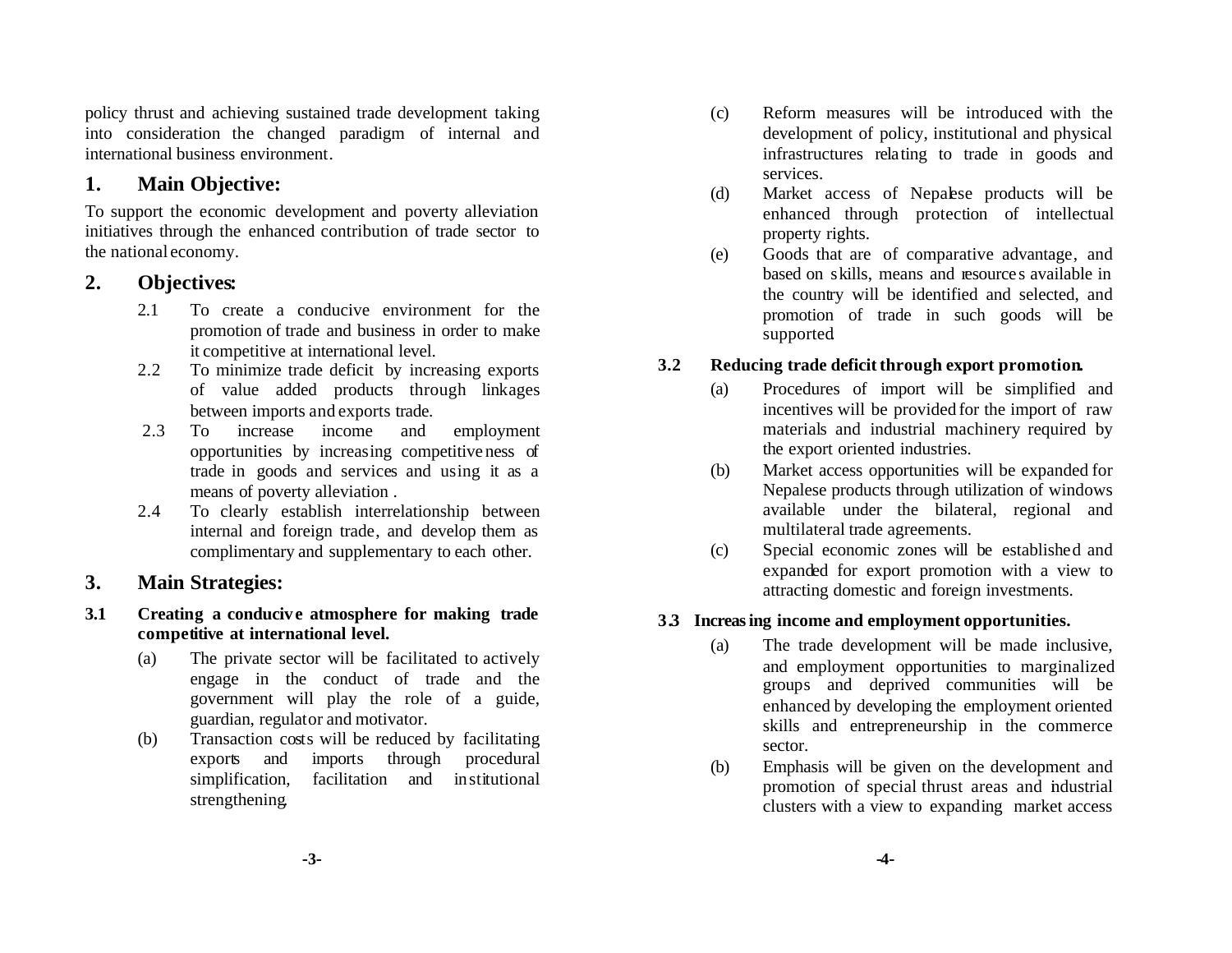policy thrust and achieving sustained trade development taking into consideration the changed paradigm of internal and international business environment.

## 1. Main Objective:

To support the economic development and poverty alleviation initiatives through the enhanced contribution of trade sector to the national economy.

## 2. Objectives:

2.1 To create a conducive environment for the promotion of trade and business in order to make it competitive at international level.

2.2 To minimize trade deficit by increasing exports of value added products through linkages between imports and exports trade.

2.3 To increase income and employment opportunities by increasing competitiveness of trade in goods and services and using it as a means of poverty alleviation .

2.4 To clearly establish interrelationship between internal and foreign trade, and develop them as complimentary and supplementary to each other.

## 3. Main Strategies:

### 3.1 Creating a conducive atmosphere for making trade competitive at international level.

(a) The private sector will be facilitated to actively engage in the conduct of trade and the government will play the role of a guide, guardian, regulator and motivator.

(b) Transaction costs will be reduced by facilitating exports and imports through procedural simplification, facilitation and institutional strengthening.

(c) Reform measures will be introduced with the development of policy, institutional and physical infrastructures relating to trade in goods and services.

(d) Market access of Nepalese products will be enhanced through protection of intellectual property rights.

(e) Goods that are of comparative advantage, and based on skills, means and resources available in the country will be identified and selected, and promotion of trade in such goods will be supported.

### 3.2 Reducing trade deficit through export promotion.

(a) Procedures of import will be simplified and incentives will be provided for the import of raw materials and industrial machinery required by the export oriented industries.

(b) Market access opportunities will be expanded for Nepalese products through utilization of windows available under the bilateral, regional and multilateral trade agreements.

(c) Special economic zones will be established and expanded for export promotion with a view to attracting domestic and foreign investments.

### 3.3 Increasing income and employment opportunities.

(a) The trade development will be made inclusive, and employment opportunities to marginalized groups and deprived communities will be enhanced by developing the employment oriented skills and entrepreneurship in the commerce sector.

(b) Emphasis will be given on the development and promotion of special thrust areas and industrial clusters with a view to expanding market access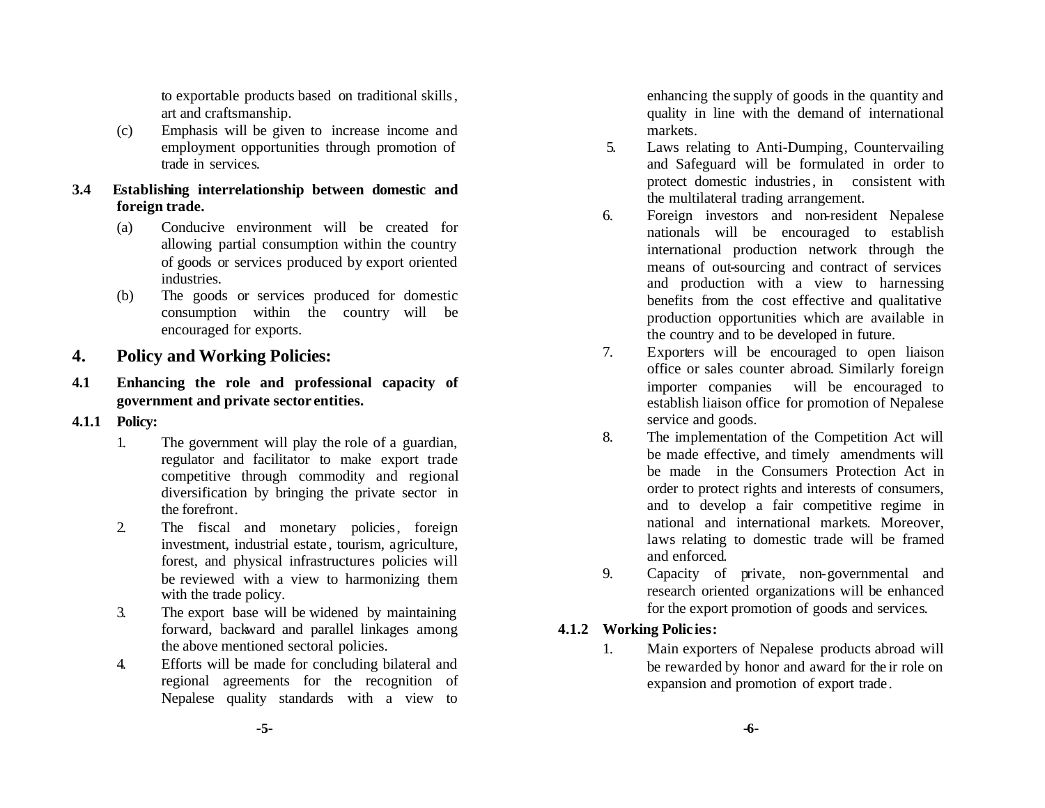to exportable products based on traditional skills, art and craftsmanship.

(c) Emphasis will be given to increase income and employment opportunities through promotion of trade in services.

**3.4 Establishing interrelationship between domestic and foreign trade.**

(a) Conducive environment will be created for allowing partial consumption within the country of goods or services produced by export oriented industries.

(b) The goods or services produced for domestic consumption within the country will be encouraged for exports.

## 4. Policy and Working Policies:

### 4.1 Enhancing the role and professional capacity of government and private sector entities.

#### 4.1.1 Policy:

1. The government will play the role of a guardian, regulator and facilitator to make export trade competitive through commodity and regional diversification by bringing the private sector in the forefront.
2. The fiscal and monetary policies, foreign investment, industrial estate, tourism, agriculture, forest, and physical infrastructures policies will be reviewed with a view to harmonizing them with the trade policy.
3. The export base will be widened by maintaining forward, backward and parallel linkages among the above mentioned sectoral policies.
4. Efforts will be made for concluding bilateral and regional agreements for the recognition of Nepalese quality standards with a view to enhancing the supply of goods in the quantity and quality in line with the demand of international markets.
5. Laws relating to Anti-Dumping, Countervailing and Safeguard will be formulated in order to protect domestic industries, in consistent with the multilateral trading arrangement.
6. Foreign investors and non-resident Nepalese nationals will be encouraged to establish international production network through the means of out-sourcing and contract of services and production with a view to harnessing benefits from the cost effective and qualitative production opportunities which are available in the country and to be developed in future.
7. Exporters will be encouraged to open liaison office or sales counter abroad. Similarly foreign importer companies will be encouraged to establish liaison office for promotion of Nepalese service and goods.
8. The implementation of the Competition Act will be made effective, and timely amendments will be made in the Consumers Protection Act in order to protect rights and interests of consumers, and to develop a fair competitive regime in national and international markets. Moreover, laws relating to domestic trade will be framed and enforced.
9. Capacity of private, non-governmental and research oriented organizations will be enhanced for the export promotion of goods and services.

#### 4.1.2 Working Policies:

1. Main exporters of Nepalese products abroad will be rewarded by honor and award for their role on expansion and promotion of export trade.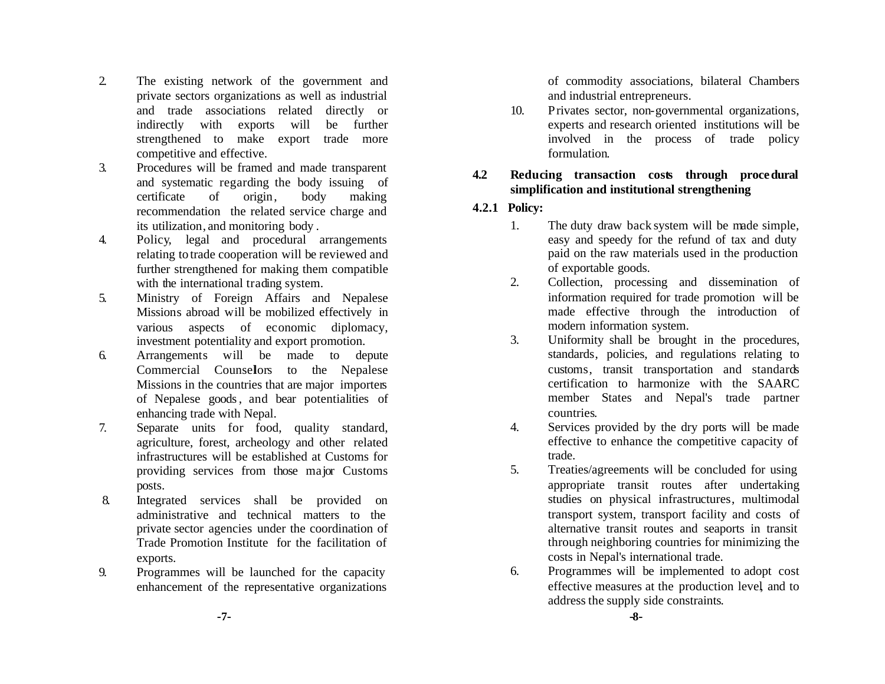2. The existing network of the government and private sectors organizations as well as industrial and trade associations related directly or indirectly with exports will be further strengthened to make export trade more competitive and effective.
3. Procedures will be framed and made transparent and systematic regarding the body issuing of certificate of origin, body making recommendation the related service charge and its utilization, and monitoring body.
4. Policy, legal and procedural arrangements relating to trade cooperation will be reviewed and further strengthened for making them compatible with the international trading system.
5. Ministry of Foreign Affairs and Nepalese Missions abroad will be mobilized effectively in various aspects of economic diplomacy, investment potentiality and export promotion.
6. Arrangements will be made to depute Commercial Counsellors to the Nepalese Missions in the countries that are major importers of Nepalese goods, and bear potentialities of enhancing trade with Nepal.
7. Separate units for food, quality standard, agriculture, forest, archeology and other related infrastructures will be established at Customs for providing services from those major Customs posts.
8. Integrated services shall be provided on administrative and technical matters to the private sector agencies under the coordination of Trade Promotion Institute for the facilitation of exports.
9. Programmes will be launched for the capacity enhancement of the representative organizations of commodity associations, bilateral Chambers and industrial entrepreneurs.
10. Privates sector, non-governmental organizations, experts and research oriented institutions will be involved in the process of trade policy formulation.

## 4.2 Reducing transaction costs through procedural simplification and institutional strengthening

### 4.2.1 Policy:

1. The duty draw back system will be made simple, easy and speedy for the refund of tax and duty paid on the raw materials used in the production of exportable goods.
2. Collection, processing and dissemination of information required for trade promotion will be made effective through the introduction of modern information system.
3. Uniformity shall be brought in the procedures, standards, policies, and regulations relating to customs, transit transportation and standards certification to harmonize with the SAARC member States and Nepal's trade partner countries.
4. Services provided by the dry ports will be made effective to enhance the competitive capacity of trade.
5. Treaties/agreements will be concluded for using appropriate transit routes after undertaking studies on physical infrastructures, multimodal transport system, transport facility and costs of alternative transit routes and seaports in transit through neighboring countries for minimizing the costs in Nepal's international trade.
6. Programmes will be implemented to adopt cost effective measures at the production level, and to address the supply side constraints.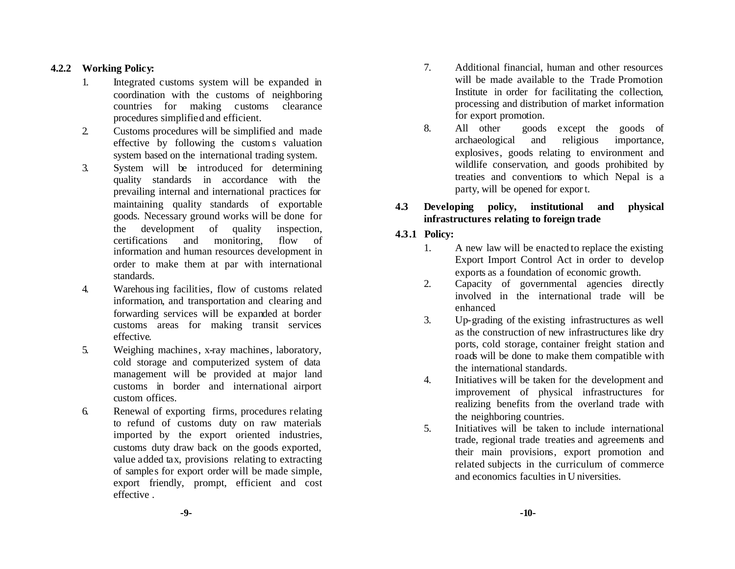#### 4.2.2 Working Policy:

1. Integrated customs system will be expanded in coordination with the customs of neighboring countries for making customs clearance procedures simplified and efficient.
2. Customs procedures will be simplified and made effective by following the customs valuation system based on the international trading system.
3. System will be introduced for determining quality standards in accordance with the prevailing internal and international practices for maintaining quality standards of exportable goods. Necessary ground works will be done for the development of quality inspection, certifications and monitoring, flow of information and human resources development in order to make them at par with international standards.
4. Warehousing facilities, flow of customs related information, and transportation and clearing and forwarding services will be expanded at border customs areas for making transit services effective.
5. Weighing machines, x-ray machines, laboratory, cold storage and computerized system of data management will be provided at major land customs in border and international airport custom offices.
6. Renewal of exporting firms, procedures relating to refund of customs duty on raw materials imported by the export oriented industries, customs duty draw back on the goods exported, value added tax, provisions relating to extracting of samples for export order will be made simple, export friendly, prompt, efficient and cost effective .
7. Additional financial, human and other resources will be made available to the Trade Promotion Institute in order for facilitating the collection, processing and distribution of market information for export promotion.
8. All other goods except the goods of archaeological and religious importance, explosives, goods relating to environment and wildlife conservation, and goods prohibited by treaties and conventions to which Nepal is a party, will be opened for export.

### 4.3 Developing policy, institutional and physical infrastructures relating to foreign trade

#### 4.3.1 Policy:

1. A new law will be enacted to replace the existing Export Import Control Act in order to develop exports as a foundation of economic growth.
2. Capacity of governmental agencies directly involved in the international trade will be enhanced.
3. Up-grading of the existing infrastructures as well as the construction of new infrastructures like dry ports, cold storage, container freight station and roads will be done to make them compatible with the international standards.
4. Initiatives will be taken for the development and improvement of physical infrastructures for realizing benefits from the overland trade with the neighboring countries.
5. Initiatives will be taken to include international trade, regional trade treaties and agreements and their main provisions, export promotion and related subjects in the curriculum of commerce and economics faculties in Universities.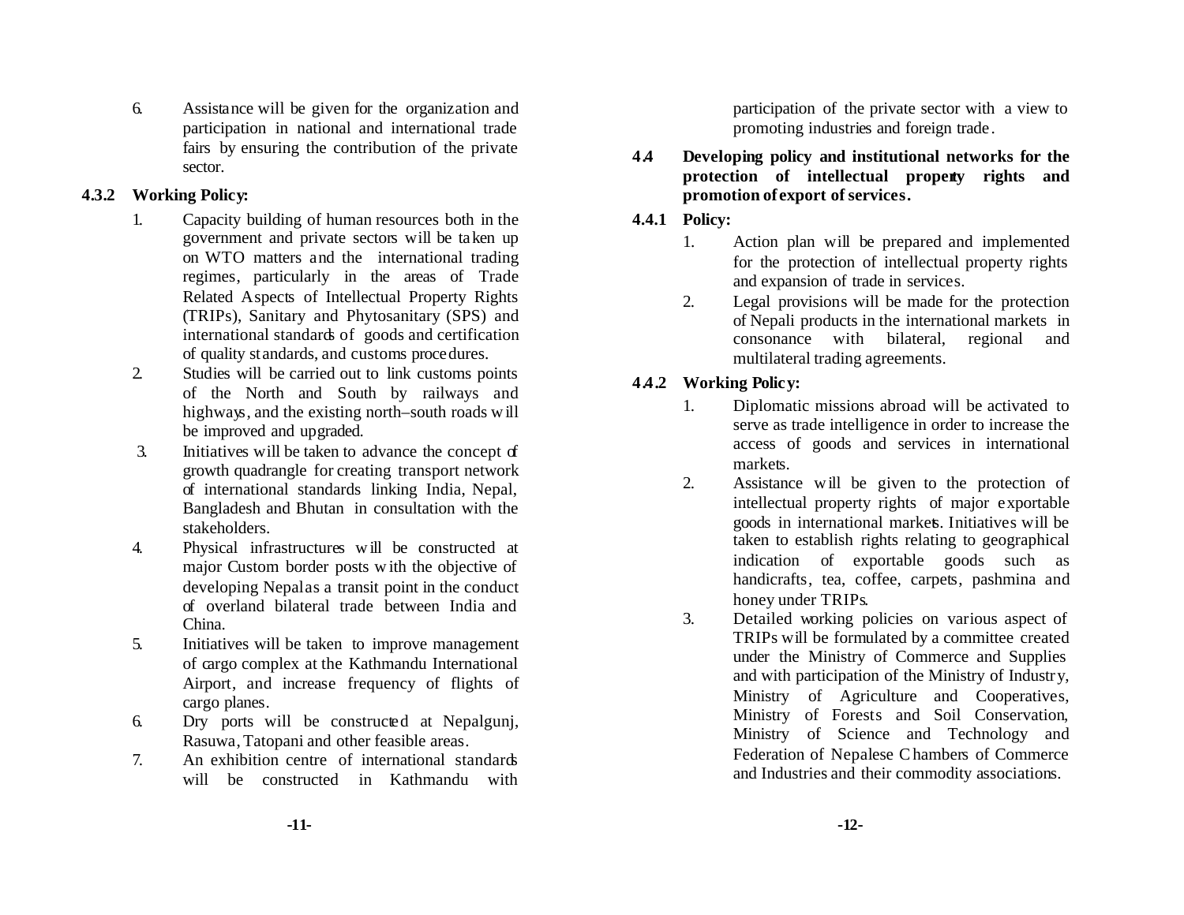6. Assistance will be given for the organization and participation in national and international trade fairs by ensuring the contribution of the private sector.

### 4.3.2 Working Policy:

1. Capacity building of human resources both in the government and private sectors will be taken up on WTO matters and the international trading regimes, particularly in the areas of Trade Related Aspects of Intellectual Property Rights (TRIPs), Sanitary and Phytosanitary (SPS) and international standards of goods and certification of quality standards, and customs procedures.
2. Studies will be carried out to link customs points of the North and South by railways and highways, and the existing north–south roads will be improved and upgraded.
3. Initiatives will be taken to advance the concept of growth quadrangle for creating transport network of international standards linking India, Nepal, Bangladesh and Bhutan in consultation with the stakeholders.
4. Physical infrastructures will be constructed at major Custom border posts with the objective of developing Nepal as a transit point in the conduct of overland bilateral trade between India and China.
5. Initiatives will be taken to improve management of cargo complex at the Kathmandu International Airport, and increase frequency of flights of cargo planes.
6. Dry ports will be constructed at Nepalgunj, Rasuwa, Tatopani and other feasible areas.
7. An exhibition centre of international standards will be constructed in Kathmandu with participation of the private sector with a view to promoting industries and foreign trade.

## 4.4 Developing policy and institutional networks for the protection of intellectual property rights and promotion of export of services.

### 4.4.1 Policy:

1. Action plan will be prepared and implemented for the protection of intellectual property rights and expansion of trade in services.
2. Legal provisions will be made for the protection of Nepali products in the international markets in consonance with bilateral, regional and multilateral trading agreements.

### 4.4.2 Working Policy:

1. Diplomatic missions abroad will be activated to serve as trade intelligence in order to increase the access of goods and services in international markets.
2. Assistance will be given to the protection of intellectual property rights of major exportable goods in international markets. Initiatives will be taken to establish rights relating to geographical indication of exportable goods such as handicrafts, tea, coffee, carpets, pashmina and honey under TRIPs.
3. Detailed working policies on various aspect of TRIPs will be formulated by a committee created under the Ministry of Commerce and Supplies and with participation of the Ministry of Industry, Ministry of Agriculture and Cooperatives, Ministry of Forests and Soil Conservation, Ministry of Science and Technology and Federation of Nepalese Chambers of Commerce and Industries and their commodity associations.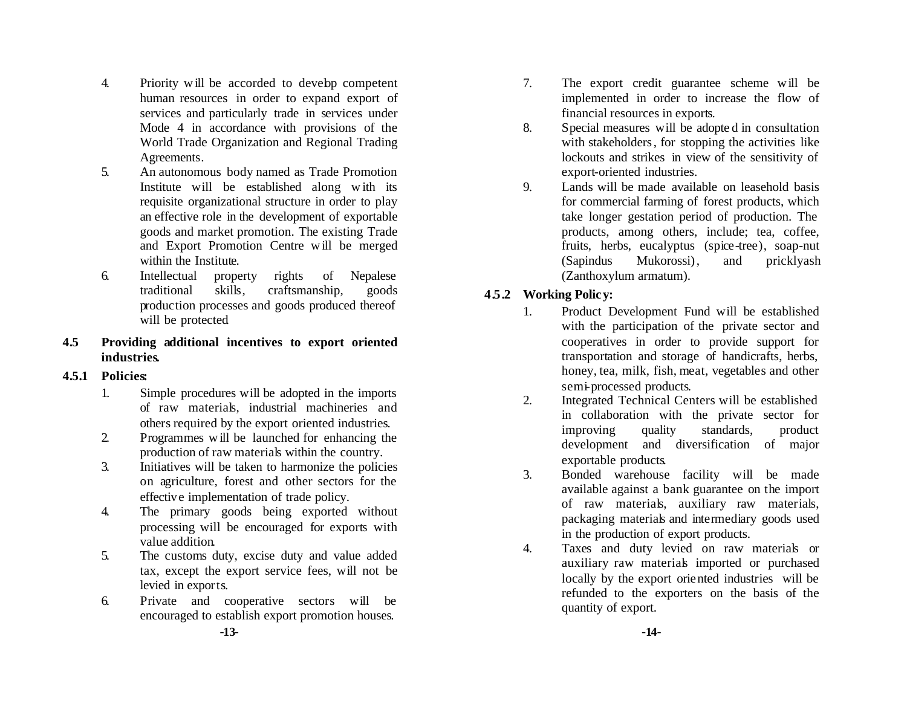4. Priority will be accorded to develop competent human resources in order to expand export of services and particularly trade in services under Mode 4 in accordance with provisions of the World Trade Organization and Regional Trading Agreements.
5. An autonomous body named as Trade Promotion Institute will be established along with its requisite organizational structure in order to play an effective role in the development of exportable goods and market promotion. The existing Trade and Export Promotion Centre will be merged within the Institute.
6. Intellectual property rights of Nepalese traditional skills, craftsmanship, goods production processes and goods produced thereof will be protected

### 4.5 Providing additional incentives to export oriented industries.

#### 4.5.1 Policies:

1. Simple procedures will be adopted in the imports of raw materials, industrial machineries and others required by the export oriented industries.
2. Programmes will be launched for enhancing the production of raw materials within the country.
3. Initiatives will be taken to harmonize the policies on agriculture, forest and other sectors for the effective implementation of trade policy.
4. The primary goods being exported without processing will be encouraged for exports with value addition.
5. The customs duty, excise duty and value added tax, except the export service fees, will not be levied in exports.
6. Private and cooperative sectors will be encouraged to establish export promotion houses.
7. The export credit guarantee scheme will be implemented in order to increase the flow of financial resources in exports.
8. Special measures will be adopted in consultation with stakeholders, for stopping the activities like lockouts and strikes in view of the sensitivity of export-oriented industries.
9. Lands will be made available on leasehold basis for commercial farming of forest products, which take longer gestation period of production. The products, among others, include; tea, coffee, fruits, herbs, eucalyptus (spice-tree), soap-nut (Sapindus Mukorossi), and pricklyash (Zanthoxylum armatum).

#### 4.5.2 Working Policy:

1. Product Development Fund will be established with the participation of the private sector and cooperatives in order to provide support for transportation and storage of handicrafts, herbs, honey, tea, milk, fish, meat, vegetables and other semi-processed products.
2. Integrated Technical Centers will be established in collaboration with the private sector for improving quality standards, product development and diversification of major exportable products.
3. Bonded warehouse facility will be made available against a bank guarantee on the import of raw materials, auxiliary raw materials, packaging materials and intermediary goods used in the production of export products.
4. Taxes and duty levied on raw materials or auxiliary raw materials imported or purchased locally by the export oriented industries will be refunded to the exporters on the basis of the quantity of export.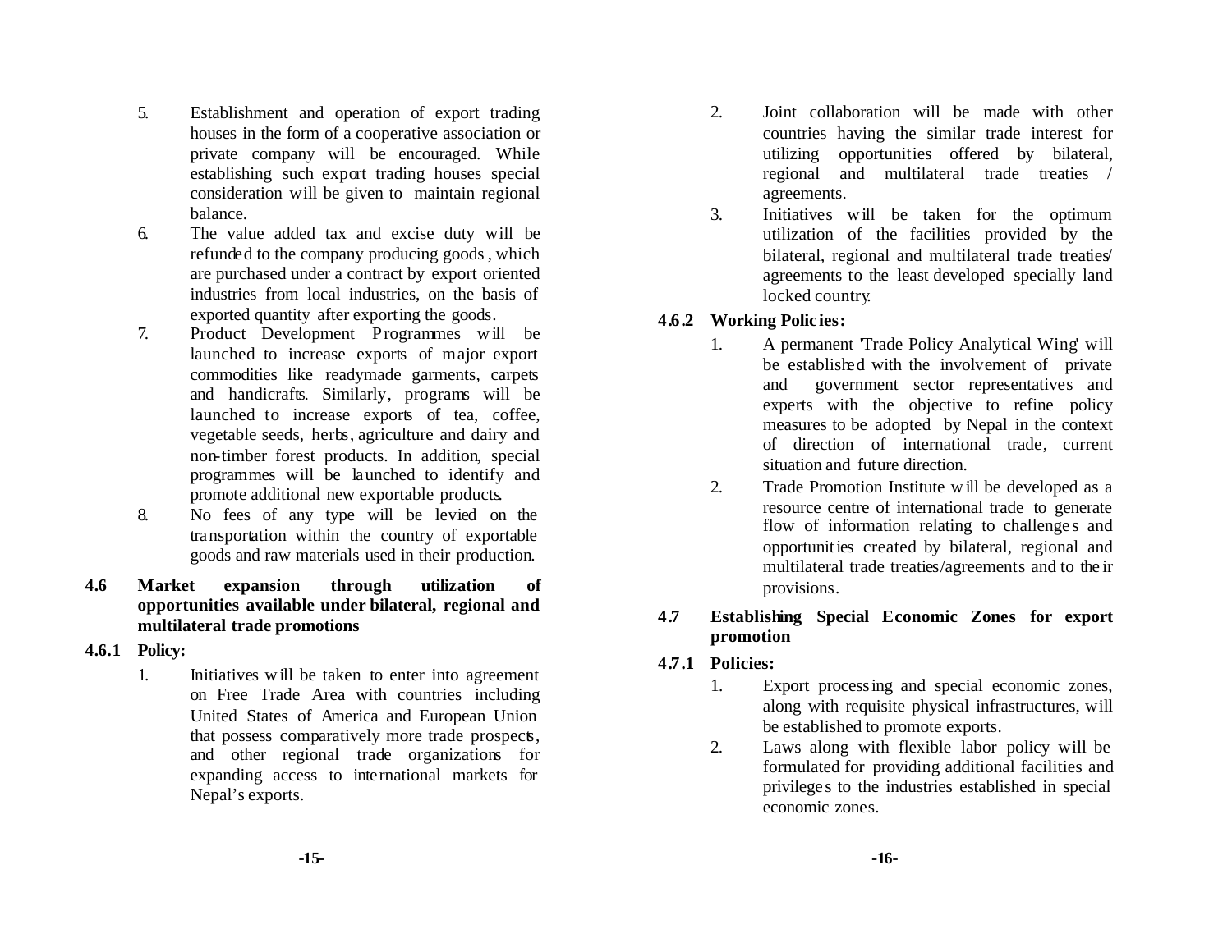5. Establishment and operation of export trading houses in the form of a cooperative association or private company will be encouraged. While establishing such export trading houses special consideration will be given to maintain regional balance.
6. The value added tax and excise duty will be refunded to the company producing goods, which are purchased under a contract by export oriented industries from local industries, on the basis of exported quantity after exporting the goods.
7. Product Development Programmes will be launched to increase exports of major export commodities like readymade garments, carpets and handicrafts. Similarly, programs will be launched to increase exports of tea, coffee, vegetable seeds, herbs, agriculture and dairy and non-timber forest products. In addition, special programmes will be launched to identify and promote additional new exportable products.
8. No fees of any type will be levied on the transportation within the country of exportable goods and raw materials used in their production.

## 4.6 Market expansion through utilization of opportunities available under bilateral, regional and multilateral trade promotions

### 4.6.1 Policy:

1. Initiatives will be taken to enter into agreement on Free Trade Area with countries including United States of America and European Union that possess comparatively more trade prospects, and other regional trade organizations for expanding access to international markets for Nepal's exports.
2. Joint collaboration will be made with other countries having the similar trade interest for utilizing opportunities offered by bilateral, regional and multilateral trade treaties / agreements.
3. Initiatives will be taken for the optimum utilization of the facilities provided by the bilateral, regional and multilateral trade treaties/ agreements to the least developed specially land locked country.

### 4.6.2 Working Policies:

1. A permanent 'Trade Policy Analytical Wing' will be established with the involvement of private and government sector representatives and experts with the objective to refine policy measures to be adopted by Nepal in the context of direction of international trade, current situation and future direction.
2. Trade Promotion Institute will be developed as a resource centre of international trade to generate flow of information relating to challenges and opportunities created by bilateral, regional and multilateral trade treaties/agreements and to their provisions.

## 4.7 Establishing Special Economic Zones for export promotion

### 4.7.1 Policies:

1. Export processing and special economic zones, along with requisite physical infrastructures, will be established to promote exports.
2. Laws along with flexible labor policy will be formulated for providing additional facilities and privileges to the industries established in special economic zones.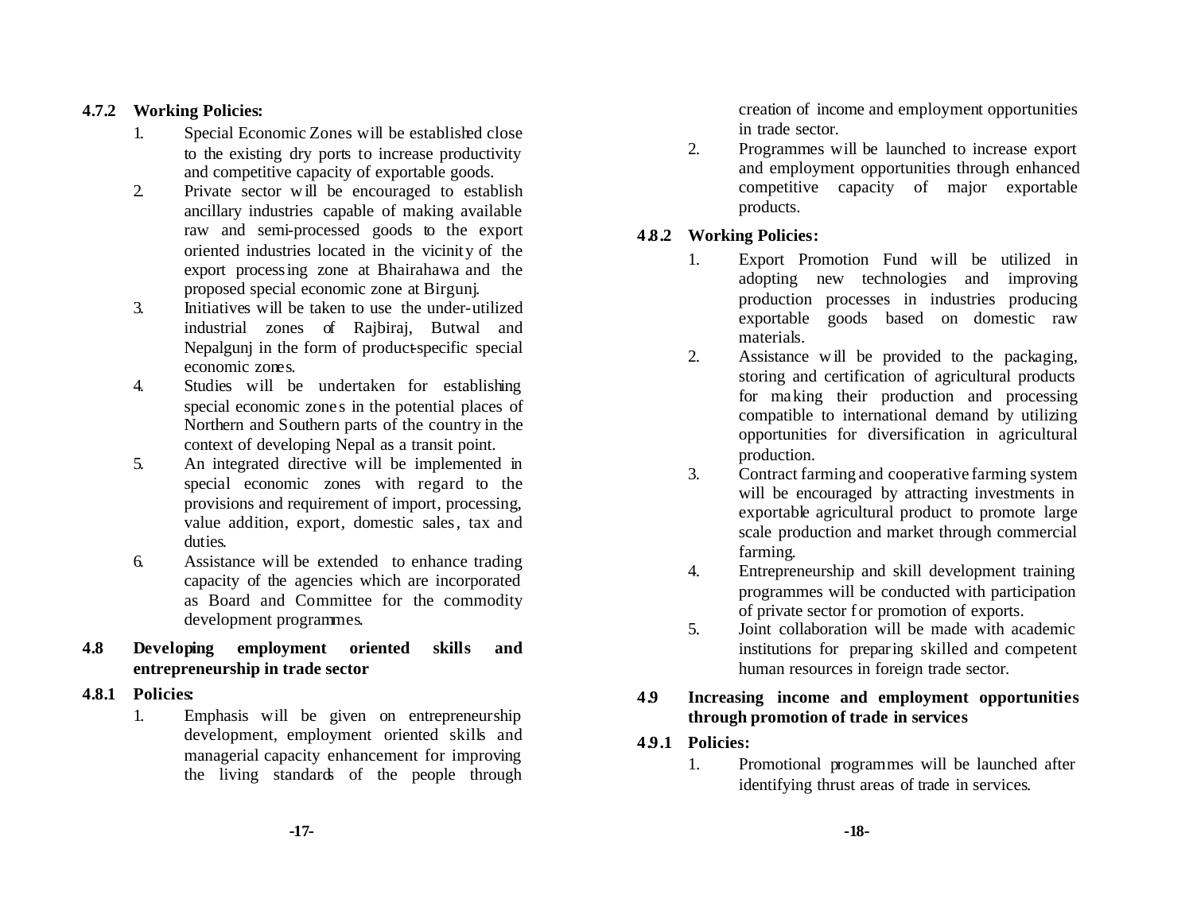### 4.7.2 Working Policies:

1. Special Economic Zones will be established close to the existing dry ports to increase productivity and competitive capacity of exportable goods.
2. Private sector will be encouraged to establish ancillary industries capable of making available raw and semi-processed goods to the export oriented industries located in the vicinity of the export processing zone at Bhairahawa and the proposed special economic zone at Birgunj.
3. Initiatives will be taken to use the under-utilized industrial zones of Rajbiraj, Butwal and Nepalgunj in the form of product-specific special economic zones.
4. Studies will be undertaken for establishing special economic zones in the potential places of Northern and Southern parts of the country in the context of developing Nepal as a transit point.
5. An integrated directive will be implemented in special economic zones with regard to the provisions and requirement of import, processing, value addition, export, domestic sales, tax and duties.
6. Assistance will be extended to enhance trading capacity of the agencies which are incorporated as Board and Committee for the commodity development programmes.

## 4.8 Developing employment oriented skills and entrepreneurship in trade sector

### 4.8.1 Policies:

1. Emphasis will be given on entrepreneurship development, employment oriented skills and managerial capacity enhancement for improving the living standards of the people through creation of income and employment opportunities in trade sector.
2. Programmes will be launched to increase export and employment opportunities through enhanced competitive capacity of major exportable products.

### 4.8.2 Working Policies:

1. Export Promotion Fund will be utilized in adopting new technologies and improving production processes in industries producing exportable goods based on domestic raw materials.
2. Assistance will be provided to the packaging, storing and certification of agricultural products for making their production and processing compatible to international demand by utilizing opportunities for diversification in agricultural production.
3. Contract farming and cooperative farming system will be encouraged by attracting investments in exportable agricultural product to promote large scale production and market through commercial farming.
4. Entrepreneurship and skill development training programmes will be conducted with participation of private sector for promotion of exports.
5. Joint collaboration will be made with academic institutions for preparing skilled and competent human resources in foreign trade sector.

## 4.9 Increasing income and employment opportunities through promotion of trade in services

### 4.9.1 Policies:

1. Promotional programmes will be launched after identifying thrust areas of trade in services.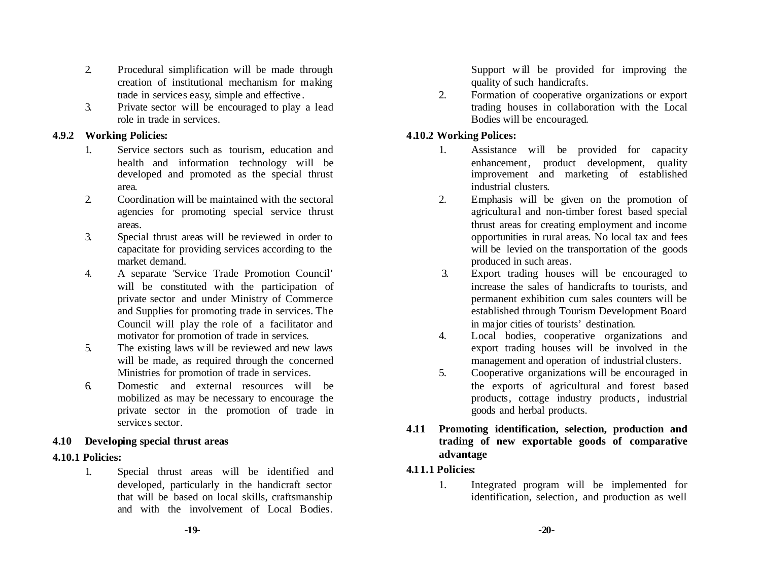2. Procedural simplification will be made through creation of institutional mechanism for making trade in services easy, simple and effective.
3. Private sector will be encouraged to play a lead role in trade in services.

### 4.9.2 Working Policies:

1. Service sectors such as tourism, education and health and information technology will be developed and promoted as the special thrust area.
2. Coordination will be maintained with the sectoral agencies for promoting special service thrust areas.
3. Special thrust areas will be reviewed in order to capacitate for providing services according to the market demand.
4. A separate 'Service Trade Promotion Council' will be constituted with the participation of private sector and under Ministry of Commerce and Supplies for promoting trade in services. The Council will play the role of a facilitator and motivator for promotion of trade in services.
5. The existing laws will be reviewed and new laws will be made, as required through the concerned Ministries for promotion of trade in services.
6. Domestic and external resources will be mobilized as may be necessary to encourage the private sector in the promotion of trade in services sector.

## 4.10 Developing special thrust areas

### 4.10.1 Policies:

1. Special thrust areas will be identified and developed, particularly in the handicraft sector that will be based on local skills, craftsmanship and with the involvement of Local Bodies. Support will be provided for improving the quality of such handicrafts.
2. Formation of cooperative organizations or export trading houses in collaboration with the Local Bodies will be encouraged.

### 4.10.2 Working Polices:

1. Assistance will be provided for capacity enhancement, product development, quality improvement and marketing of established industrial clusters.
2. Emphasis will be given on the promotion of agricultural and non-timber forest based special thrust areas for creating employment and income opportunities in rural areas. No local tax and fees will be levied on the transportation of the goods produced in such areas.
3. Export trading houses will be encouraged to increase the sales of handicrafts to tourists, and permanent exhibition cum sales counters will be established through Tourism Development Board in major cities of tourists' destination.
4. Local bodies, cooperative organizations and export trading houses will be involved in the management and operation of industrial clusters.
5. Cooperative organizations will be encouraged in the exports of agricultural and forest based products, cottage industry products, industrial goods and herbal products.

## 4.11 Promoting identification, selection, production and trading of new exportable goods of comparative advantage

### 4.11.1 Policies:

1. Integrated program will be implemented for identification, selection, and production as well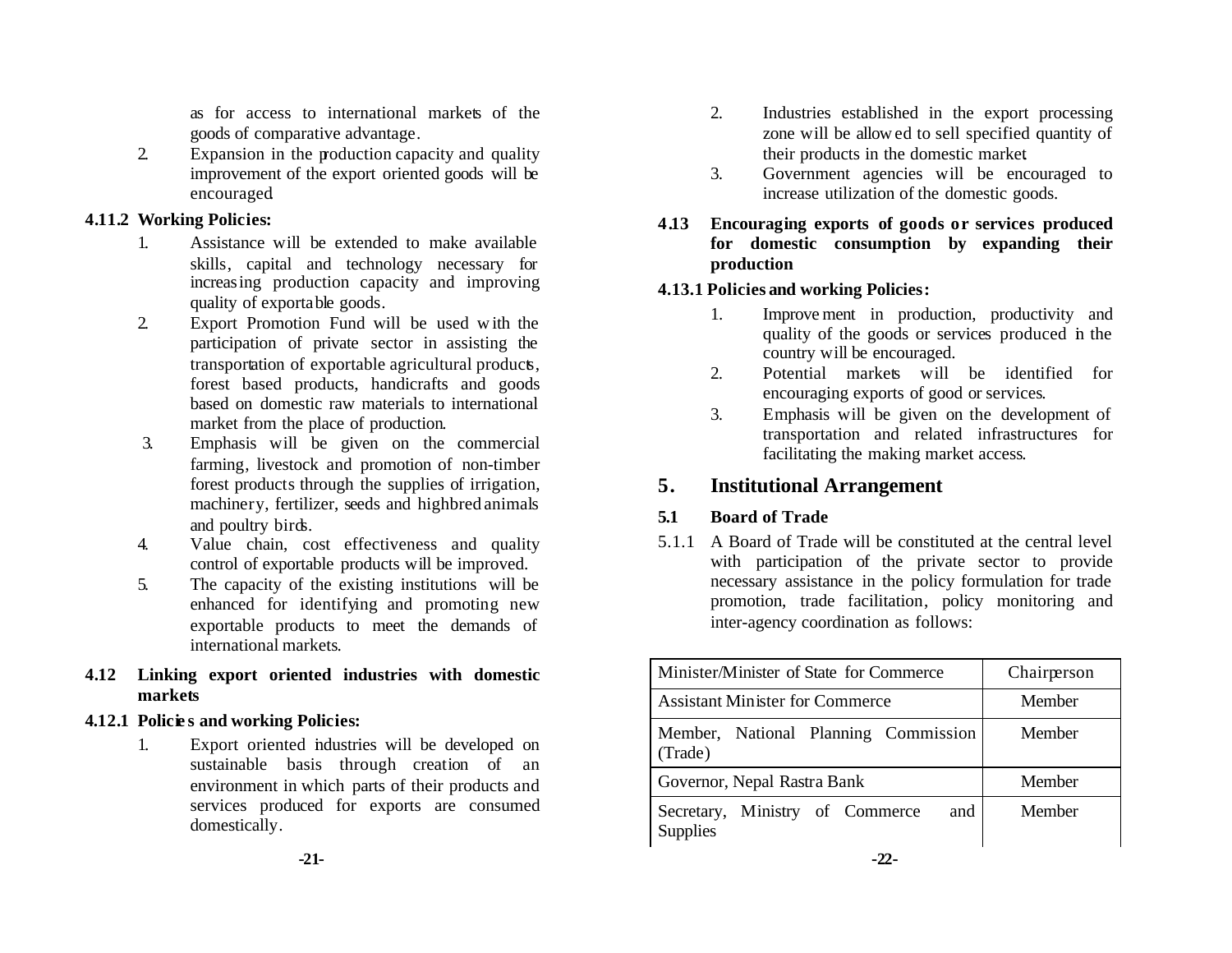as for access to international markets of the goods of comparative advantage.

2. Expansion in the production capacity and quality improvement of the export oriented goods will be encouraged.

### 4.11.2 Working Policies:

1. Assistance will be extended to make available skills, capital and technology necessary for increasing production capacity and improving quality of exportable goods.
2. Export Promotion Fund will be used with the participation of private sector in assisting the transportation of exportable agricultural products, forest based products, handicrafts and goods based on domestic raw materials to international market from the place of production.
3. Emphasis will be given on the commercial farming, livestock and promotion of non-timber forest products through the supplies of irrigation, machinery, fertilizer, seeds and highbred animals and poultry birds.
4. Value chain, cost effectiveness and quality control of exportable products will be improved.
5. The capacity of the existing institutions will be enhanced for identifying and promoting new exportable products to meet the demands of international markets.

### 4.12 Linking export oriented industries with domestic markets

### 4.12.1 Policies and working Policies:

1. Export oriented industries will be developed on sustainable basis through creation of an environment in which parts of their products and services produced for exports are consumed domestically.
2. Industries established in the export processing zone will be allowed to sell specified quantity of their products in the domestic market.
3. Government agencies will be encouraged to increase utilization of the domestic goods.

### 4.13 Encouraging exports of goods or services produced for domestic consumption by expanding their production

### 4.13.1 Policies and working Policies:

1. Improvement in production, productivity and quality of the goods or services produced in the country will be encouraged.
2. Potential markets will be identified for encouraging exports of good or services.
3. Emphasis will be given on the development of transportation and related infrastructures for facilitating the making market access.

## 5. Institutional Arrangement

### 5.1 Board of Trade

5.1.1 A Board of Trade will be constituted at the central level with participation of the private sector to provide necessary assistance in the policy formulation for trade promotion, trade facilitation, policy monitoring and inter-agency coordination as follows:

| Minister/Minister of State for Commerce | Chairperson |
|---|---|
| Assistant Minister for Commerce | Member |
| Member, National Planning Commission (Trade) | Member |
| Governor, Nepal Rastra Bank | Member |
| Secretary, Ministry of Commerce and Supplies | Member |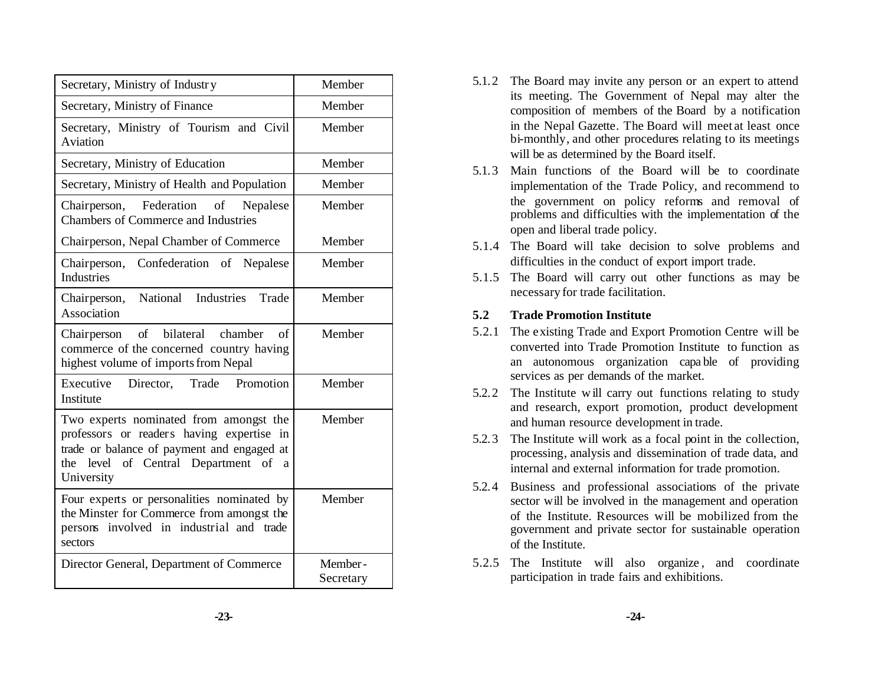| | |
|---|---|
| Secretary, Ministry of Industry | Member |
| Secretary, Ministry of Finance | Member |
| Secretary, Ministry of Tourism and Civil Aviation | Member |
| Secretary, Ministry of Education | Member |
| Secretary, Ministry of Health and Population | Member |
| Chairperson, Federation of Nepalese Chambers of Commerce and Industries | Member |
| Chairperson, Nepal Chamber of Commerce | Member |
| Chairperson, Confederation of Nepalese Industries | Member |
| Chairperson, National Industries Trade Association | Member |
| Chairperson of bilateral chamber of commerce of the concerned country having highest volume of imports from Nepal | Member |
| Executive Director, Trade Promotion Institute | Member |
| Two experts nominated from amongst the professors or readers having expertise in trade or balance of payment and engaged at the level of Central Department of a University | Member |
| Four experts or personalities nominated by the Minster for Commerce from amongst the persons involved in industrial and trade sectors | Member |
| Director General, Department of Commerce | Member-Secretary |

5.1.2 The Board may invite any person or an expert to attend its meeting. The Government of Nepal may alter the composition of members of the Board by a notification in the Nepal Gazette. The Board will meet at least once bi-monthly, and other procedures relating to its meetings will be as determined by the Board itself.

5.1.3 Main functions of the Board will be to coordinate implementation of the Trade Policy, and recommend to the government on policy reforms and removal of problems and difficulties with the implementation of the open and liberal trade policy.

5.1.4 The Board will take decision to solve problems and difficulties in the conduct of export import trade.

5.1.5 The Board will carry out other functions as may be necessary for trade facilitation.

### 5.2 Trade Promotion Institute

5.2.1 The existing Trade and Export Promotion Centre will be converted into Trade Promotion Institute to function as an autonomous organization capable of providing services as per demands of the market.

5.2.2 The Institute will carry out functions relating to study and research, export promotion, product development and human resource development in trade.

5.2.3 The Institute will work as a focal point in the collection, processing, analysis and dissemination of trade data, and internal and external information for trade promotion.

5.2.4 Business and professional associations of the private sector will be involved in the management and operation of the Institute. Resources will be mobilized from the government and private sector for sustainable operation of the Institute.

5.2.5 The Institute will also organize, and coordinate participation in trade fairs and exhibitions.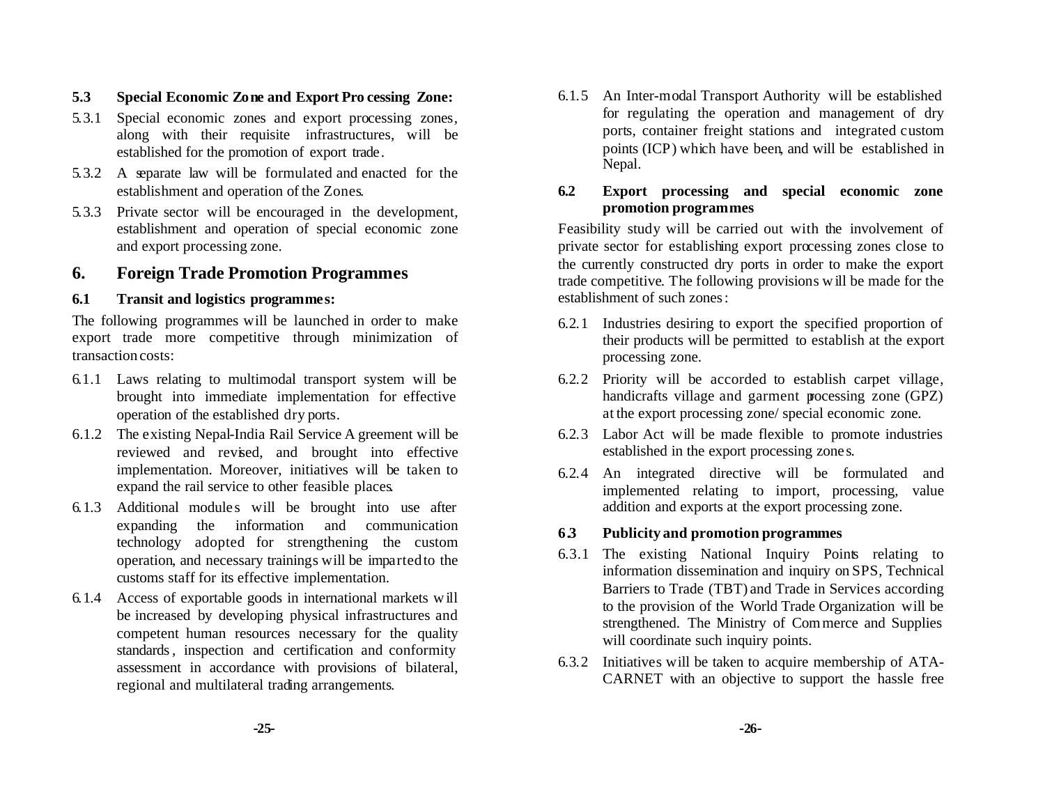### 5.3 Special Economic Zone and Export Processing Zone:

5.3.1 Special economic zones and export processing zones, along with their requisite infrastructures, will be established for the promotion of export trade.

5.3.2 A separate law will be formulated and enacted for the establishment and operation of the Zones.

5.3.3 Private sector will be encouraged in the development, establishment and operation of special economic zone and export processing zone.

## 6. Foreign Trade Promotion Programmes

### 6.1 Transit and logistics programmes:

The following programmes will be launched in order to make export trade more competitive through minimization of transaction costs:

6.1.1 Laws relating to multimodal transport system will be brought into immediate implementation for effective operation of the established dry ports.

6.1.2 The existing Nepal-India Rail Service Agreement will be reviewed and revised, and brought into effective implementation. Moreover, initiatives will be taken to expand the rail service to other feasible places.

6.1.3 Additional modules will be brought into use after expanding the information and communication technology adopted for strengthening the custom operation, and necessary trainings will be imparted to the customs staff for its effective implementation.

6.1.4 Access of exportable goods in international markets will be increased by developing physical infrastructures and competent human resources necessary for the quality standards, inspection and certification and conformity assessment in accordance with provisions of bilateral, regional and multilateral trading arrangements.

6.1.5 An Inter-modal Transport Authority will be established for regulating the operation and management of dry ports, container freight stations and integrated custom points (ICP) which have been, and will be established in Nepal.

### 6.2 Export processing and special economic zone promotion programmes

Feasibility study will be carried out with the involvement of private sector for establishing export processing zones close to the currently constructed dry ports in order to make the export trade competitive. The following provisions will be made for the establishment of such zones:

6.2.1 Industries desiring to export the specified proportion of their products will be permitted to establish at the export processing zone.

6.2.2 Priority will be accorded to establish carpet village, handicrafts village and garment processing zone (GPZ) at the export processing zone/ special economic zone.

6.2.3 Labor Act will be made flexible to promote industries established in the export processing zones.

6.2.4 An integrated directive will be formulated and implemented relating to import, processing, value addition and exports at the export processing zone.

### 6.3 Publicity and promotion programmes

6.3.1 The existing National Inquiry Points relating to information dissemination and inquiry on SPS, Technical Barriers to Trade (TBT) and Trade in Services according to the provision of the World Trade Organization will be strengthened. The Ministry of Commerce and Supplies will coordinate such inquiry points.

6.3.2 Initiatives will be taken to acquire membership of ATA-CARNET with an objective to support the hassle free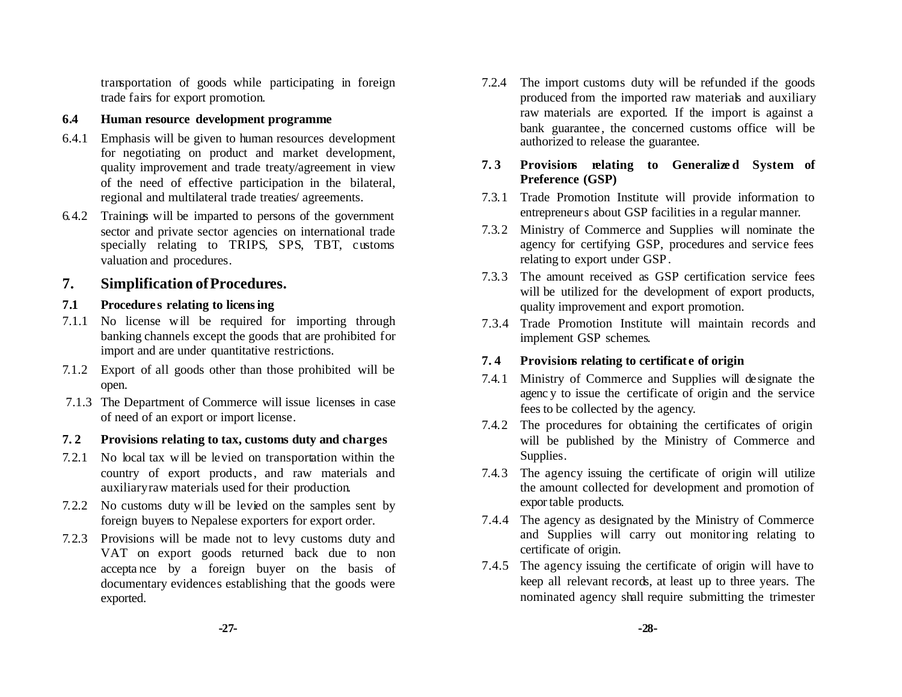transportation of goods while participating in foreign trade fairs for export promotion.

### 6.4 Human resource development programme

6.4.1 Emphasis will be given to human resources development for negotiating on product and market development, quality improvement and trade treaty/agreement in view of the need of effective participation in the bilateral, regional and multilateral trade treaties/ agreements.

6.4.2 Trainings will be imparted to persons of the government sector and private sector agencies on international trade specially relating to TRIPS, SPS, TBT, customs valuation and procedures.

## 7. Simplification of Procedures.

### 7.1 Procedures relating to licensing

7.1.1 No license will be required for importing through banking channels except the goods that are prohibited for import and are under quantitative restrictions.

7.1.2 Export of all goods other than those prohibited will be open.

7.1.3 The Department of Commerce will issue licenses in case of need of an export or import license.

### 7.2 Provisions relating to tax, customs duty and charges

7.2.1 No local tax will be levied on transportation within the country of export products, and raw materials and auxiliary raw materials used for their production.

7.2.2 No customs duty will be levied on the samples sent by foreign buyers to Nepalese exporters for export order.

7.2.3 Provisions will be made not to levy customs duty and VAT on export goods returned back due to non acceptance by a foreign buyer on the basis of documentary evidences establishing that the goods were exported.

7.2.4 The import customs duty will be refunded if the goods produced from the imported raw materials and auxiliary raw materials are exported. If the import is against a bank guarantee, the concerned customs office will be authorized to release the guarantee.

### 7.3 Provisions relating to Generalized System of Preference (GSP)

7.3.1 Trade Promotion Institute will provide information to entrepreneurs about GSP facilities in a regular manner.

7.3.2 Ministry of Commerce and Supplies will nominate the agency for certifying GSP, procedures and service fees relating to export under GSP.

7.3.3 The amount received as GSP certification service fees will be utilized for the development of export products, quality improvement and export promotion.

7.3.4 Trade Promotion Institute will maintain records and implement GSP schemes.

### 7.4 Provisions relating to certificate of origin

7.4.1 Ministry of Commerce and Supplies will designate the agency to issue the certificate of origin and the service fees to be collected by the agency.

7.4.2 The procedures for obtaining the certificates of origin will be published by the Ministry of Commerce and Supplies.

7.4.3 The agency issuing the certificate of origin will utilize the amount collected for development and promotion of exportable products.

7.4.4 The agency as designated by the Ministry of Commerce and Supplies will carry out monitoring relating to certificate of origin.

7.4.5 The agency issuing the certificate of origin will have to keep all relevant records, at least up to three years. The nominated agency shall require submitting the trimester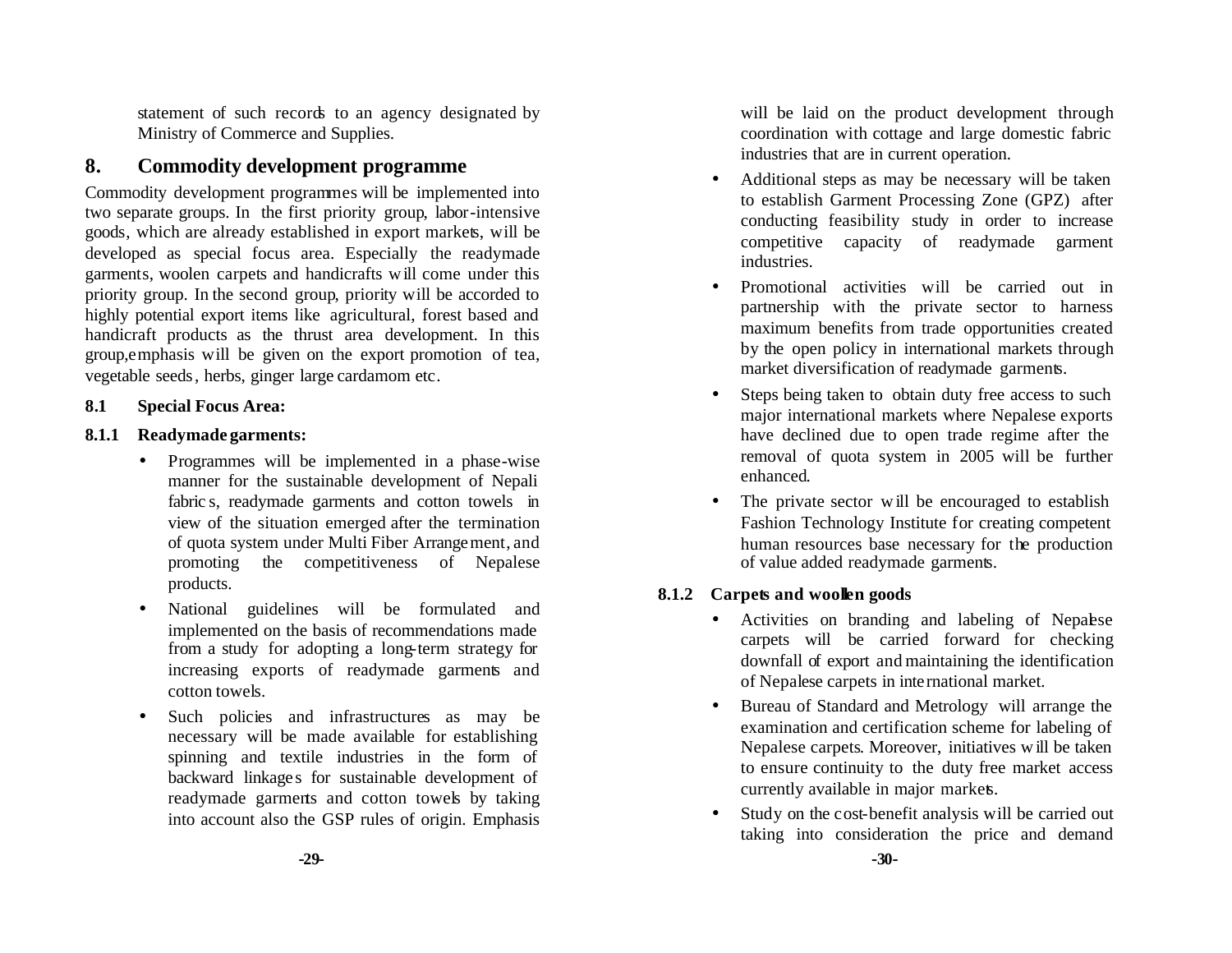statement of such records to an agency designated by Ministry of Commerce and Supplies.

## 8. Commodity development programme

Commodity development programmes will be implemented into two separate groups. In the first priority group, labor-intensive goods, which are already established in export markets, will be developed as special focus area. Especially the readymade garments, woolen carpets and handicrafts will come under this priority group. In the second group, priority will be accorded to highly potential export items like agricultural, forest based and handicraft products as the thrust area development. In this group,emphasis will be given on the export promotion of tea, vegetable seeds, herbs, ginger large cardamom etc.

### 8.1 Special Focus Area:

#### 8.1.1 Readymade garments:

- Programmes will be implemented in a phase-wise manner for the sustainable development of Nepali fabrics, readymade garments and cotton towels in view of the situation emerged after the termination of quota system under Multi Fiber Arrangement, and promoting the competitiveness of Nepalese products.
- National guidelines will be formulated and implemented on the basis of recommendations made from a study for adopting a long-term strategy for increasing exports of readymade garments and cotton towels.
- Such policies and infrastructures as may be necessary will be made available for establishing spinning and textile industries in the form of backward linkages for sustainable development of readymade garments and cotton towels by taking into account also the GSP rules of origin. Emphasis will be laid on the product development through coordination with cottage and large domestic fabric industries that are in current operation.
- Additional steps as may be necessary will be taken to establish Garment Processing Zone (GPZ) after conducting feasibility study in order to increase competitive capacity of readymade garment industries.
- Promotional activities will be carried out in partnership with the private sector to harness maximum benefits from trade opportunities created by the open policy in international markets through market diversification of readymade garments.
- Steps being taken to obtain duty free access to such major international markets where Nepalese exports have declined due to open trade regime after the removal of quota system in 2005 will be further enhanced.
- The private sector will be encouraged to establish Fashion Technology Institute for creating competent human resources base necessary for the production of value added readymade garments.

#### 8.1.2 Carpets and woollen goods

- Activities on branding and labeling of Nepalese carpets will be carried forward for checking downfall of export and maintaining the identification of Nepalese carpets in international market.
- Bureau of Standard and Metrology will arrange the examination and certification scheme for labeling of Nepalese carpets. Moreover, initiatives will be taken to ensure continuity to the duty free market access currently available in major markets.
- Study on the cost-benefit analysis will be carried out taking into consideration the price and demand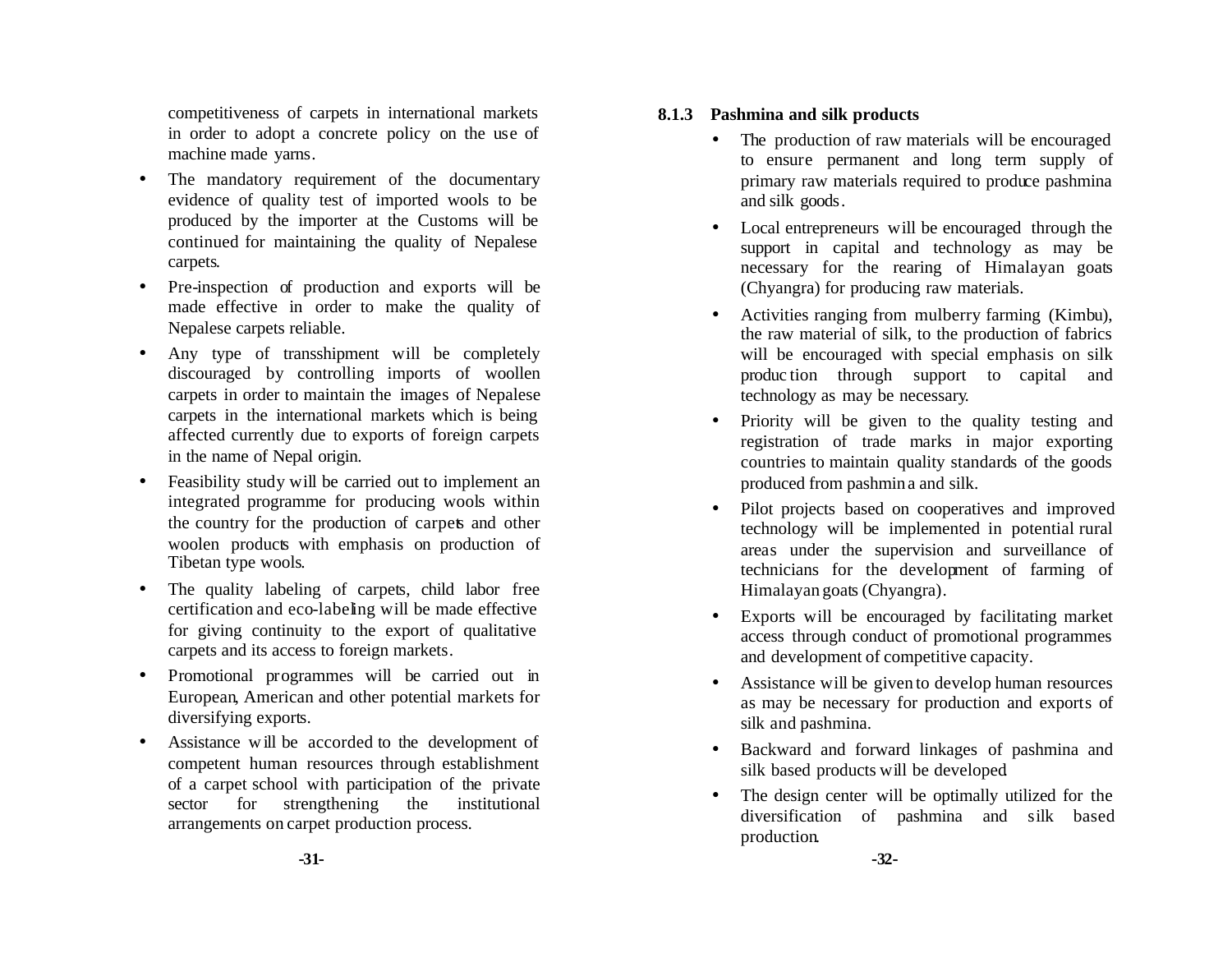competitiveness of carpets in international markets in order to adopt a concrete policy on the use of machine made yarns.

- The mandatory requirement of the documentary evidence of quality test of imported wools to be produced by the importer at the Customs will be continued for maintaining the quality of Nepalese carpets.
- Pre-inspection of production and exports will be made effective in order to make the quality of Nepalese carpets reliable.
- Any type of transshipment will be completely discouraged by controlling imports of woollen carpets in order to maintain the images of Nepalese carpets in the international markets which is being affected currently due to exports of foreign carpets in the name of Nepal origin.
- Feasibility study will be carried out to implement an integrated programme for producing wools within the country for the production of carpets and other woolen products with emphasis on production of Tibetan type wools.
- The quality labeling of carpets, child labor free certification and eco-labeling will be made effective for giving continuity to the export of qualitative carpets and its access to foreign markets.
- Promotional programmes will be carried out in European, American and other potential markets for diversifying exports.
- Assistance will be accorded to the development of competent human resources through establishment of a carpet school with participation of the private sector for strengthening the institutional arrangements on carpet production process.

### 8.1.3 Pashmina and silk products

- The production of raw materials will be encouraged to ensure permanent and long term supply of primary raw materials required to produce pashmina and silk goods.
- Local entrepreneurs will be encouraged through the support in capital and technology as may be necessary for the rearing of Himalayan goats (Chyangra) for producing raw materials.
- Activities ranging from mulberry farming (Kimbu), the raw material of silk, to the production of fabrics will be encouraged with special emphasis on silk production through support to capital and technology as may be necessary.
- Priority will be given to the quality testing and registration of trade marks in major exporting countries to maintain quality standards of the goods produced from pashmina and silk.
- Pilot projects based on cooperatives and improved technology will be implemented in potential rural areas under the supervision and surveillance of technicians for the development of farming of Himalayan goats (Chyangra).
- Exports will be encouraged by facilitating market access through conduct of promotional programmes and development of competitive capacity.
- Assistance will be given to develop human resources as may be necessary for production and exports of silk and pashmina.
- Backward and forward linkages of pashmina and silk based products will be developed.
- The design center will be optimally utilized for the diversification of pashmina and silk based production.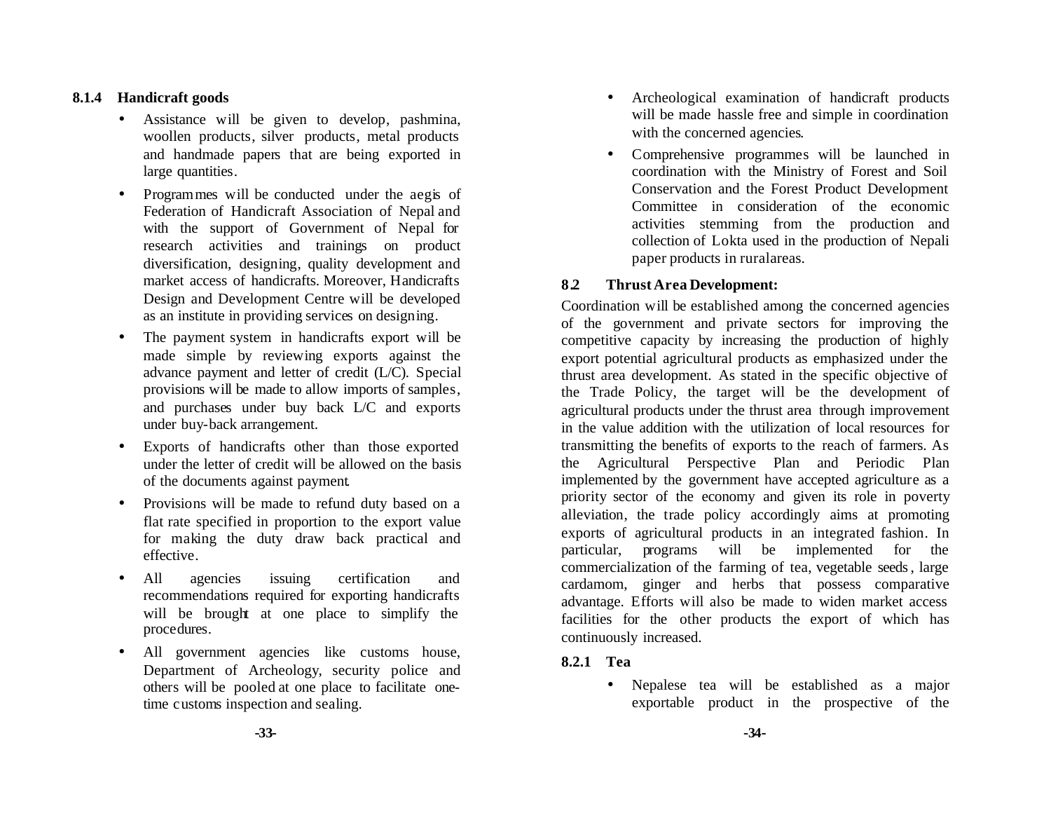#### 8.1.4 Handicraft goods

- Assistance will be given to develop, pashmina, woollen products, silver products, metal products and handmade papers that are being exported in large quantities.
- Programmes will be conducted under the aegis of Federation of Handicraft Association of Nepal and with the support of Government of Nepal for research activities and trainings on product diversification, designing, quality development and market access of handicrafts. Moreover, Handicrafts Design and Development Centre will be developed as an institute in providing services on designing.
- The payment system in handicrafts export will be made simple by reviewing exports against the advance payment and letter of credit (L/C). Special provisions will be made to allow imports of samples, and purchases under buy back L/C and exports under buy-back arrangement.
- Exports of handicrafts other than those exported under the letter of credit will be allowed on the basis of the documents against payment.
- Provisions will be made to refund duty based on a flat rate specified in proportion to the export value for making the duty draw back practical and effective.
- All agencies issuing certification and recommendations required for exporting handicrafts will be brought at one place to simplify the procedures.
- All government agencies like customs house, Department of Archeology, security police and others will be pooled at one place to facilitate one-time customs inspection and sealing.
- Archeological examination of handicraft products will be made hassle free and simple in coordination with the concerned agencies.
- Comprehensive programmes will be launched in coordination with the Ministry of Forest and Soil Conservation and the Forest Product Development Committee in consideration of the economic activities stemming from the production and collection of Lokta used in the production of Nepali paper products in ruralareas.

### 8.2 Thrust Area Development:

Coordination will be established among the concerned agencies of the government and private sectors for improving the competitive capacity by increasing the production of highly export potential agricultural products as emphasized under the thrust area development. As stated in the specific objective of the Trade Policy, the target will be the development of agricultural products under the thrust area through improvement in the value addition with the utilization of local resources for transmitting the benefits of exports to the reach of farmers. As the Agricultural Perspective Plan and Periodic Plan implemented by the government have accepted agriculture as a priority sector of the economy and given its role in poverty alleviation, the trade policy accordingly aims at promoting exports of agricultural products in an integrated fashion. In particular, programs will be implemented for the commercialization of the farming of tea, vegetable seeds, large cardamom, ginger and herbs that possess comparative advantage. Efforts will also be made to widen market access facilities for the other products the export of which has continuously increased.

#### 8.2.1 Tea

- Nepalese tea will be established as a major exportable product in the prospective of the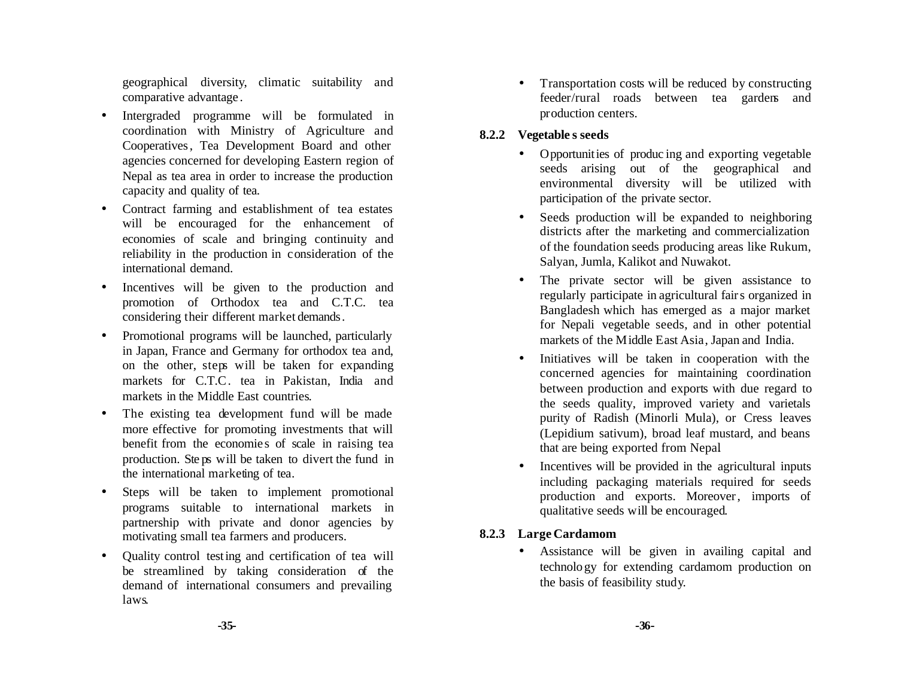geographical diversity, climatic suitability and comparative advantage.

- Intergraded programme will be formulated in coordination with Ministry of Agriculture and Cooperatives, Tea Development Board and other agencies concerned for developing Eastern region of Nepal as tea area in order to increase the production capacity and quality of tea.
- Contract farming and establishment of tea estates will be encouraged for the enhancement of economies of scale and bringing continuity and reliability in the production in consideration of the international demand.
- Incentives will be given to the production and promotion of Orthodox tea and C.T.C. tea considering their different market demands.
- Promotional programs will be launched, particularly in Japan, France and Germany for orthodox tea and, on the other, steps will be taken for expanding markets for C.T.C. tea in Pakistan, India and markets in the Middle East countries.
- The existing tea development fund will be made more effective for promoting investments that will benefit from the economies of scale in raising tea production. Steps will be taken to divert the fund in the international marketing of tea.
- Steps will be taken to implement promotional programs suitable to international markets in partnership with private and donor agencies by motivating small tea farmers and producers.
- Quality control testing and certification of tea will be streamlined by taking consideration of the demand of international consumers and prevailing laws.
- Transportation costs will be reduced by constructing feeder/rural roads between tea gardens and production centers.

### 8.2.2 Vegetables seeds

- Opportunities of producing and exporting vegetable seeds arising out of the geographical and environmental diversity will be utilized with participation of the private sector.
- Seeds production will be expanded to neighboring districts after the marketing and commercialization of the foundation seeds producing areas like Rukum, Salyan, Jumla, Kalikot and Nuwakot.
- The private sector will be given assistance to regularly participate in agricultural fairs organized in Bangladesh which has emerged as a major market for Nepali vegetable seeds, and in other potential markets of the Middle East Asia, Japan and India.
- Initiatives will be taken in cooperation with the concerned agencies for maintaining coordination between production and exports with due regard to the seeds quality, improved variety and varietals purity of Radish (Minorli Mula), or Cress leaves (Lepidium sativum), broad leaf mustard, and beans that are being exported from Nepal
- Incentives will be provided in the agricultural inputs including packaging materials required for seeds production and exports. Moreover, imports of qualitative seeds will be encouraged.

### 8.2.3 Large Cardamom

- Assistance will be given in availing capital and technology for extending cardamom production on the basis of feasibility study.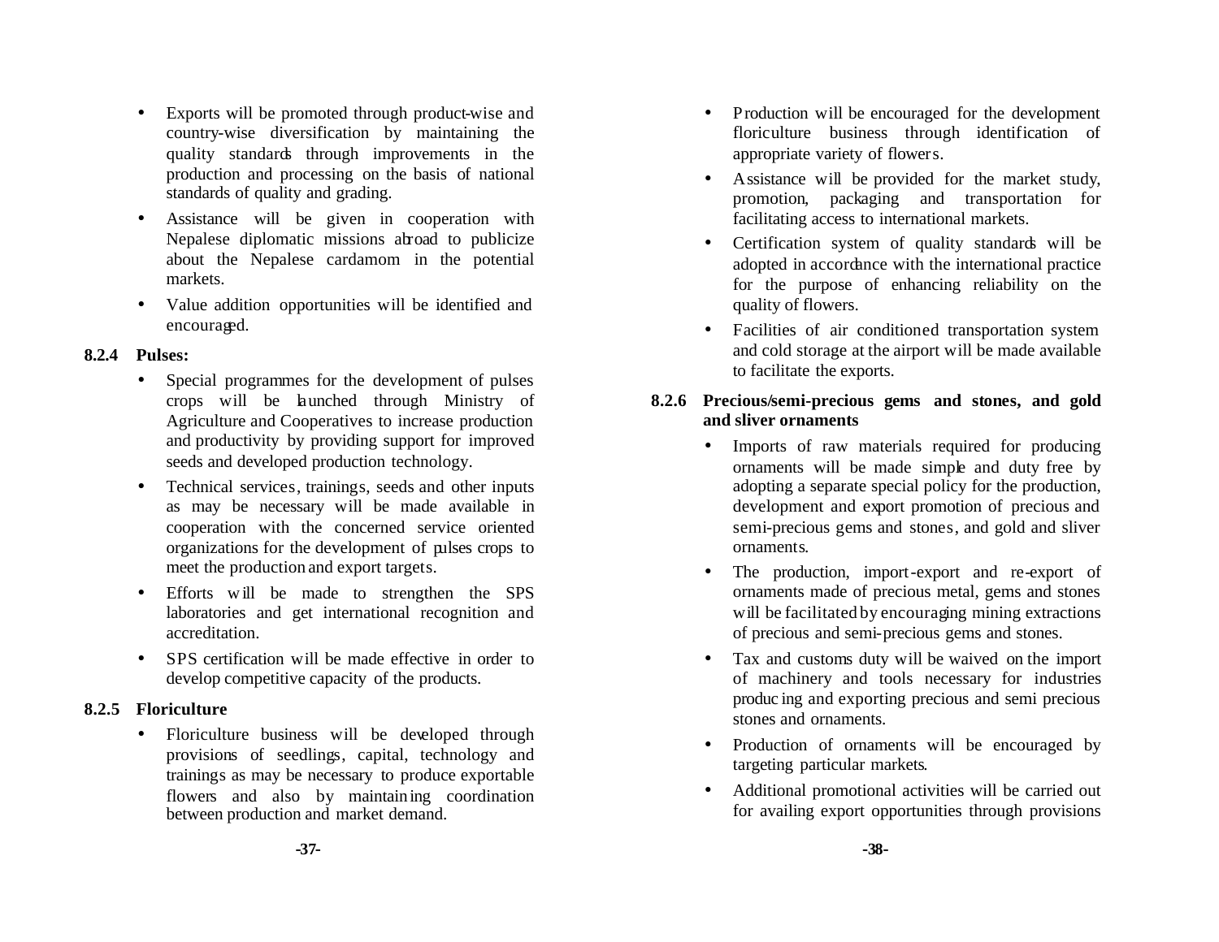- Exports will be promoted through product-wise and country-wise diversification by maintaining the quality standards through improvements in the production and processing on the basis of national standards of quality and grading.
- Assistance will be given in cooperation with Nepalese diplomatic missions abroad to publicize about the Nepalese cardamom in the potential markets.
- Value addition opportunities will be identified and encouraged.

**8.2.4 Pulses:**

- Special programmes for the development of pulses crops will be launched through Ministry of Agriculture and Cooperatives to increase production and productivity by providing support for improved seeds and developed production technology.
- Technical services, trainings, seeds and other inputs as may be necessary will be made available in cooperation with the concerned service oriented organizations for the development of pulses crops to meet the production and export targets.
- Efforts will be made to strengthen the SPS laboratories and get international recognition and accreditation.
- SPS certification will be made effective in order to develop competitive capacity of the products.

**8.2.5 Floriculture**

- Floriculture business will be developed through provisions of seedlings, capital, technology and trainings as may be necessary to produce exportable flowers and also by maintaining coordination between production and market demand.
- Production will be encouraged for the development floriculture business through identification of appropriate variety of flowers.
- Assistance will be provided for the market study, promotion, packaging and transportation for facilitating access to international markets.
- Certification system of quality standards will be adopted in accordance with the international practice for the purpose of enhancing reliability on the quality of flowers.
- Facilities of air conditioned transportation system and cold storage at the airport will be made available to facilitate the exports.

**8.2.6 Precious/semi-precious gems and stones, and gold and sliver ornaments**

- Imports of raw materials required for producing ornaments will be made simple and duty free by adopting a separate special policy for the production, development and export promotion of precious and semi-precious gems and stones, and gold and sliver ornaments.
- The production, import-export and re-export of ornaments made of precious metal, gems and stones will be facilitated by encouraging mining extractions of precious and semi-precious gems and stones.
- Tax and customs duty will be waived on the import of machinery and tools necessary for industries producing and exporting precious and semi precious stones and ornaments.
- Production of ornaments will be encouraged by targeting particular markets.
- Additional promotional activities will be carried out for availing export opportunities through provisions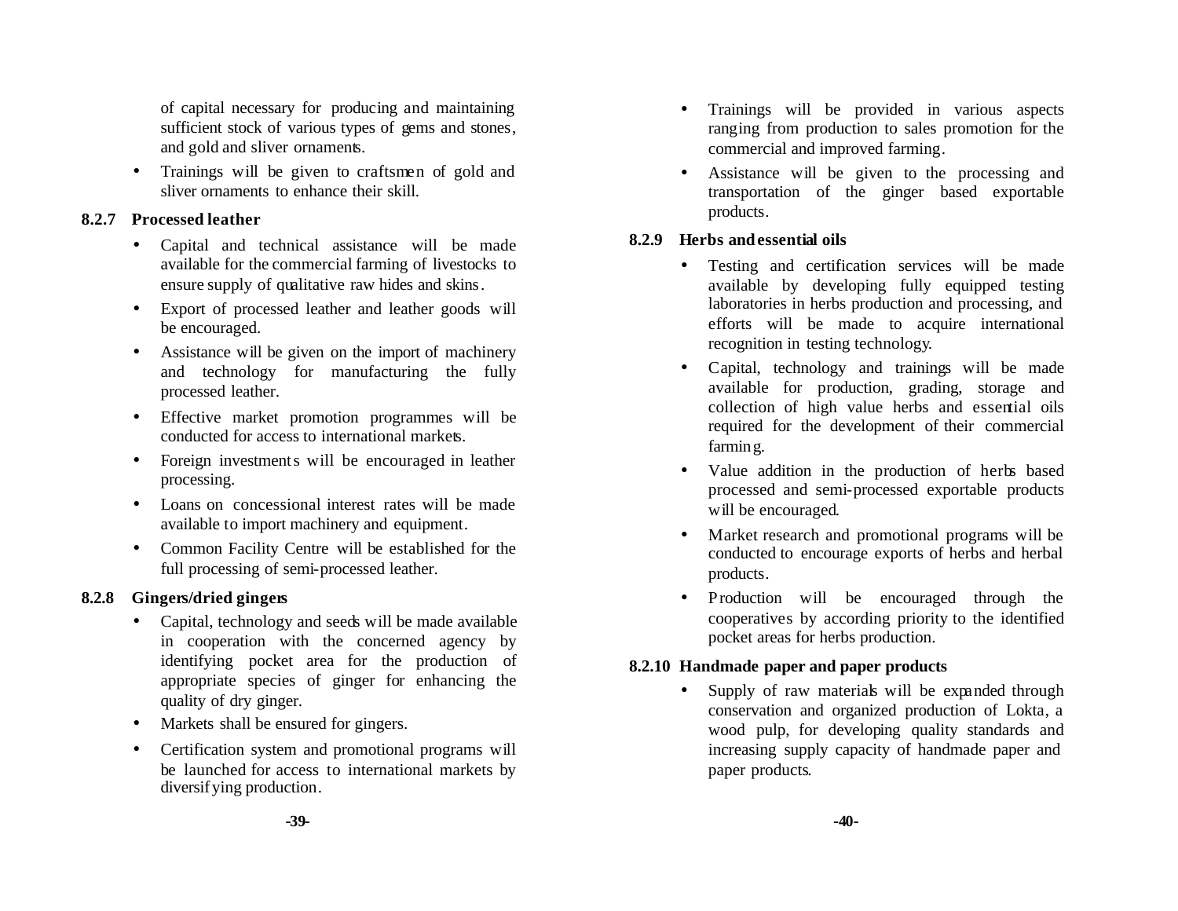of capital necessary for producing and maintaining sufficient stock of various types of gems and stones, and gold and sliver ornaments.

- Trainings will be given to craftsmen of gold and sliver ornaments to enhance their skill.

### 8.2.7 Processed leather

- Capital and technical assistance will be made available for the commercial farming of livestocks to ensure supply of qualitative raw hides and skins.
- Export of processed leather and leather goods will be encouraged.
- Assistance will be given on the import of machinery and technology for manufacturing the fully processed leather.
- Effective market promotion programmes will be conducted for access to international markets.
- Foreign investments will be encouraged in leather processing.
- Loans on concessional interest rates will be made available to import machinery and equipment.
- Common Facility Centre will be established for the full processing of semi-processed leather.

### 8.2.8 Gingers/dried gingers

- Capital, technology and seeds will be made available in cooperation with the concerned agency by identifying pocket area for the production of appropriate species of ginger for enhancing the quality of dry ginger.
- Markets shall be ensured for gingers.
- Certification system and promotional programs will be launched for access to international markets by diversifying production.
- Trainings will be provided in various aspects ranging from production to sales promotion for the commercial and improved farming.
- Assistance will be given to the processing and transportation of the ginger based exportable products.

### 8.2.9 Herbs and essential oils

- Testing and certification services will be made available by developing fully equipped testing laboratories in herbs production and processing, and efforts will be made to acquire international recognition in testing technology.
- Capital, technology and trainings will be made available for production, grading, storage and collection of high value herbs and essential oils required for the development of their commercial farming.
- Value addition in the production of herbs based processed and semi-processed exportable products will be encouraged.
- Market research and promotional programs will be conducted to encourage exports of herbs and herbal products.
- Production will be encouraged through the cooperatives by according priority to the identified pocket areas for herbs production.

### 8.2.10 Handmade paper and paper products

- Supply of raw materials will be expanded through conservation and organized production of Lokta, a wood pulp, for developing quality standards and increasing supply capacity of handmade paper and paper products.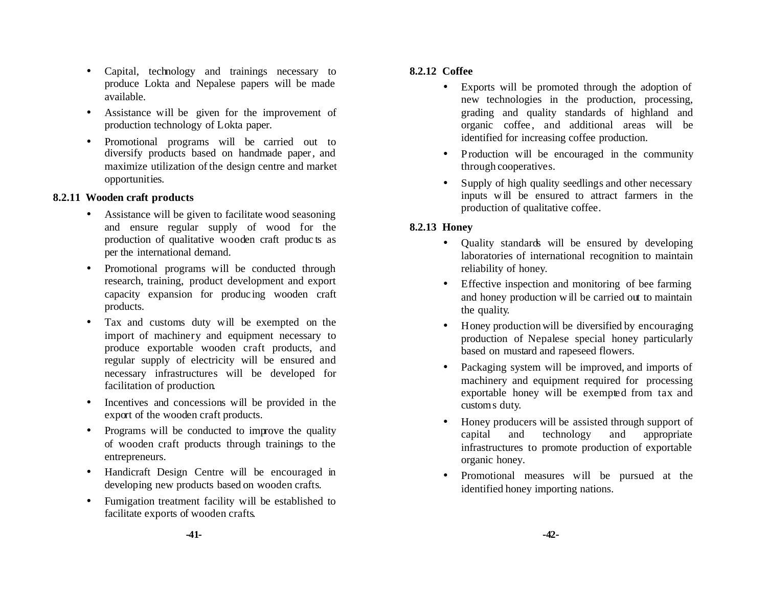- Capital, technology and trainings necessary to produce Lokta and Nepalese papers will be made available.
- Assistance will be given for the improvement of production technology of Lokta paper.
- Promotional programs will be carried out to diversify products based on handmade paper, and maximize utilization of the design centre and market opportunities.

### 8.2.11 Wooden craft products

- Assistance will be given to facilitate wood seasoning and ensure regular supply of wood for the production of qualitative wooden craft products as per the international demand.
- Promotional programs will be conducted through research, training, product development and export capacity expansion for producing wooden craft products.
- Tax and customs duty will be exempted on the import of machinery and equipment necessary to produce exportable wooden craft products, and regular supply of electricity will be ensured and necessary infrastructures will be developed for facilitation of production.
- Incentives and concessions will be provided in the export of the wooden craft products.
- Programs will be conducted to improve the quality of wooden craft products through trainings to the entrepreneurs.
- Handicraft Design Centre will be encouraged in developing new products based on wooden crafts.
- Fumigation treatment facility will be established to facilitate exports of wooden crafts.

### 8.2.12 Coffee

- Exports will be promoted through the adoption of new technologies in the production, processing, grading and quality standards of highland and organic coffee, and additional areas will be identified for increasing coffee production.
- Production will be encouraged in the community through cooperatives.
- Supply of high quality seedlings and other necessary inputs will be ensured to attract farmers in the production of qualitative coffee.

### 8.2.13 Honey

- Quality standards will be ensured by developing laboratories of international recognition to maintain reliability of honey.
- Effective inspection and monitoring of bee farming and honey production will be carried out to maintain the quality.
- Honey production will be diversified by encouraging production of Nepalese special honey particularly based on mustard and rapeseed flowers.
- Packaging system will be improved, and imports of machinery and equipment required for processing exportable honey will be exempted from tax and customs duty.
- Honey producers will be assisted through support of capital and technology and appropriate infrastructures to promote production of exportable organic honey.
- Promotional measures will be pursued at the identified honey importing nations.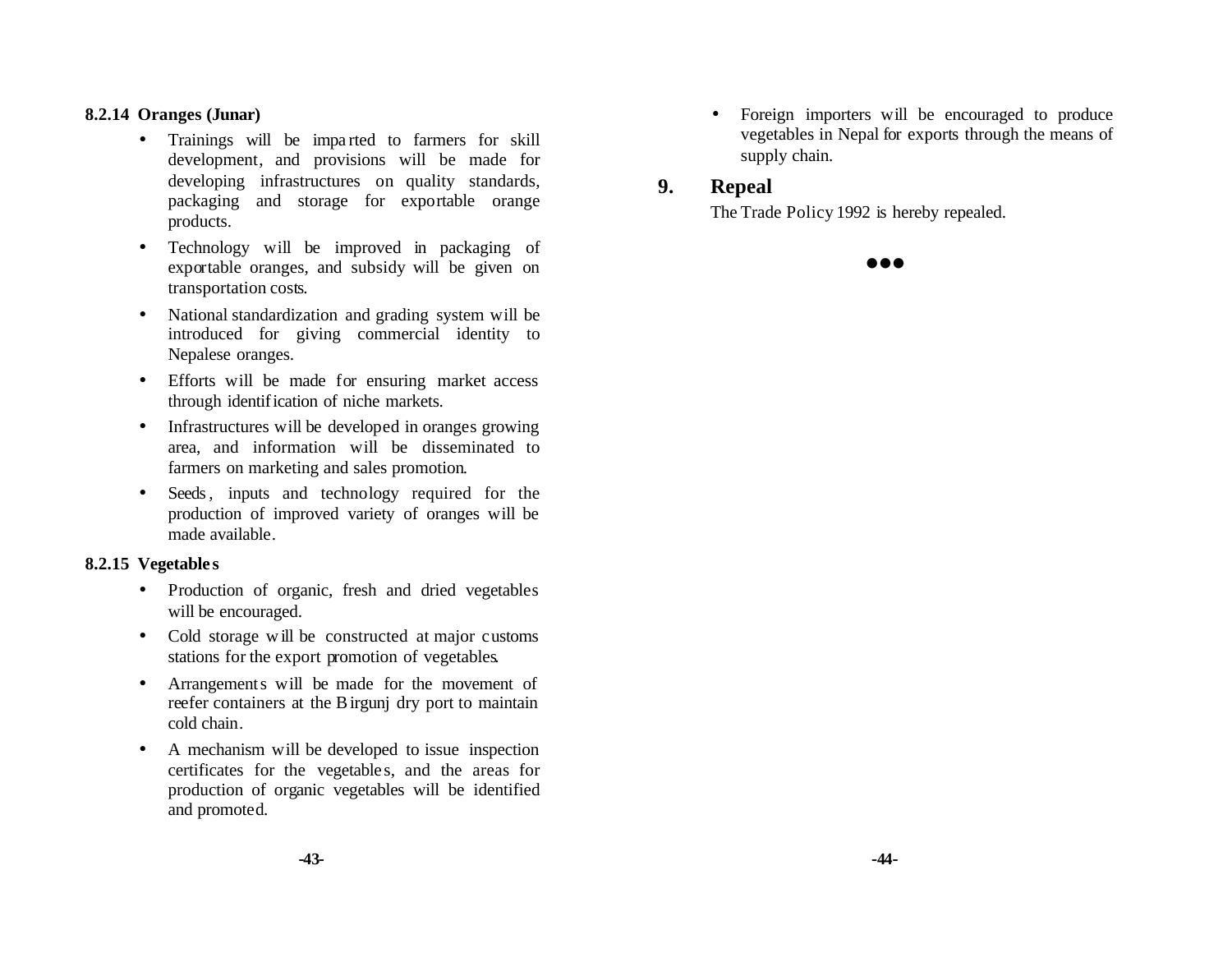#### 8.2.14 Oranges (Junar)

- Trainings will be imparted to farmers for skill development, and provisions will be made for developing infrastructures on quality standards, packaging and storage for exportable orange products.
- Technology will be improved in packaging of exportable oranges, and subsidy will be given on transportation costs.
- National standardization and grading system will be introduced for giving commercial identity to Nepalese oranges.
- Efforts will be made for ensuring market access through identification of niche markets.
- Infrastructures will be developed in oranges growing area, and information will be disseminated to farmers on marketing and sales promotion.
- Seeds, inputs and technology required for the production of improved variety of oranges will be made available.

#### 8.2.15 Vegetables

- Production of organic, fresh and dried vegetables will be encouraged.
- Cold storage will be constructed at major customs stations for the export promotion of vegetables.
- Arrangements will be made for the movement of reefer containers at the Birgunj dry port to maintain cold chain.
- A mechanism will be developed to issue inspection certificates for the vegetables, and the areas for production of organic vegetables will be identified and promoted.
- Foreign importers will be encouraged to produce vegetables in Nepal for exports through the means of supply chain.

## 9. Repeal

The Trade Policy 1992 is hereby repealed.

●●●